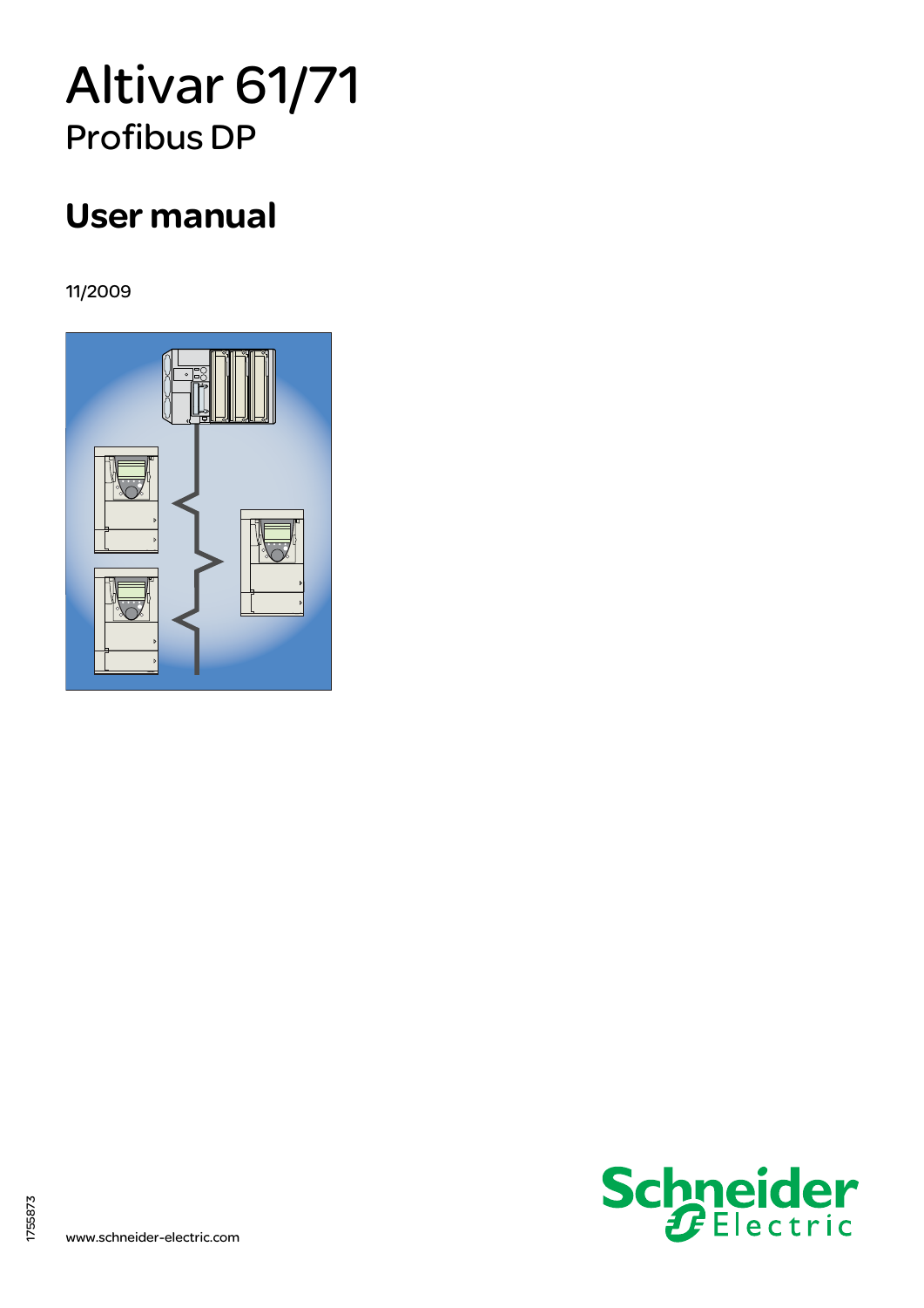# Altivar 61/71

## Profibus DP

# User manual

11/2009

1755873

www.schneider-electric.com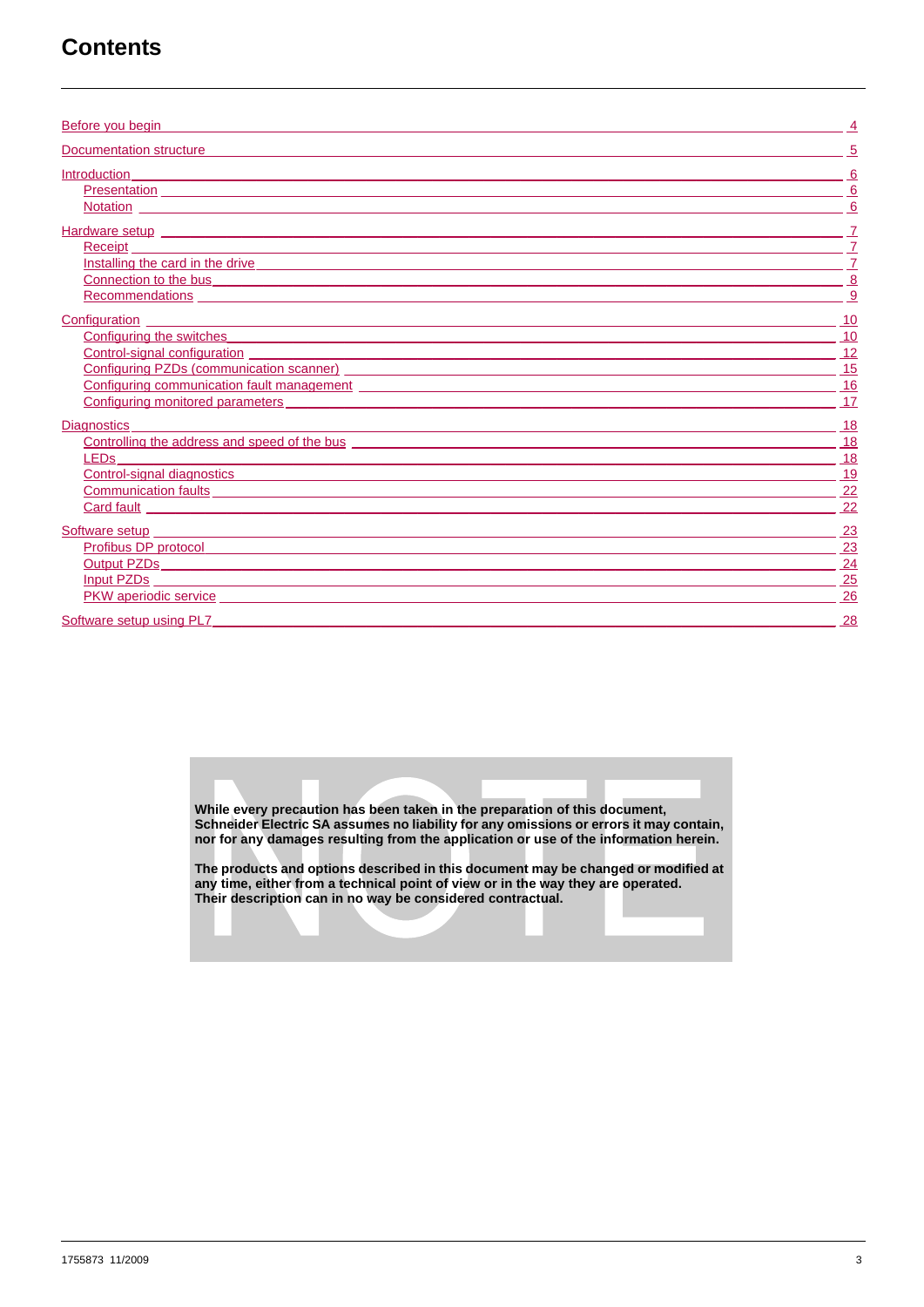# Contents

- Before you begin ... 4
- Documentation structure ... 5
- Introduction ... 6
  - Presentation ... 6
  - Notation ... 6
- Hardware setup ... 7
  - Receipt ... 7
  - Installing the card in the drive ... 7
  - Connection to the bus ... 8
  - Recommendations ... 9
- Configuration ... 10
  - Configuring the switches ... 10
  - Control-signal configuration ... 12
  - Configuring PZDs (communication scanner) ... 15
  - Configuring communication fault management ... 16
  - Configuring monitored parameters ... 17
- Diagnostics ... 18
  - Controlling the address and speed of the bus ... 18
  - LEDs ... 18
  - Control-signal diagnostics ... 19
  - Communication faults ... 22
  - Card fault ... 22
- Software setup ... 23
  - Profibus DP protocol ... 23
  - Output PZDs ... 24
  - Input PZDs ... 25
  - PKW aperiodic service ... 26
- Software setup using PL7 ... 28

**NOTE**

**While every precaution has been taken in the preparation of this document, Schneider Electric SA assumes no liability for any omissions or errors it may contain, nor for any damages resulting from the application or use of the information herein.**

**The products and options described in this document may be changed or modified at any time, either from a technical point of view or in the way they are operated. Their description can in no way be considered contractual.**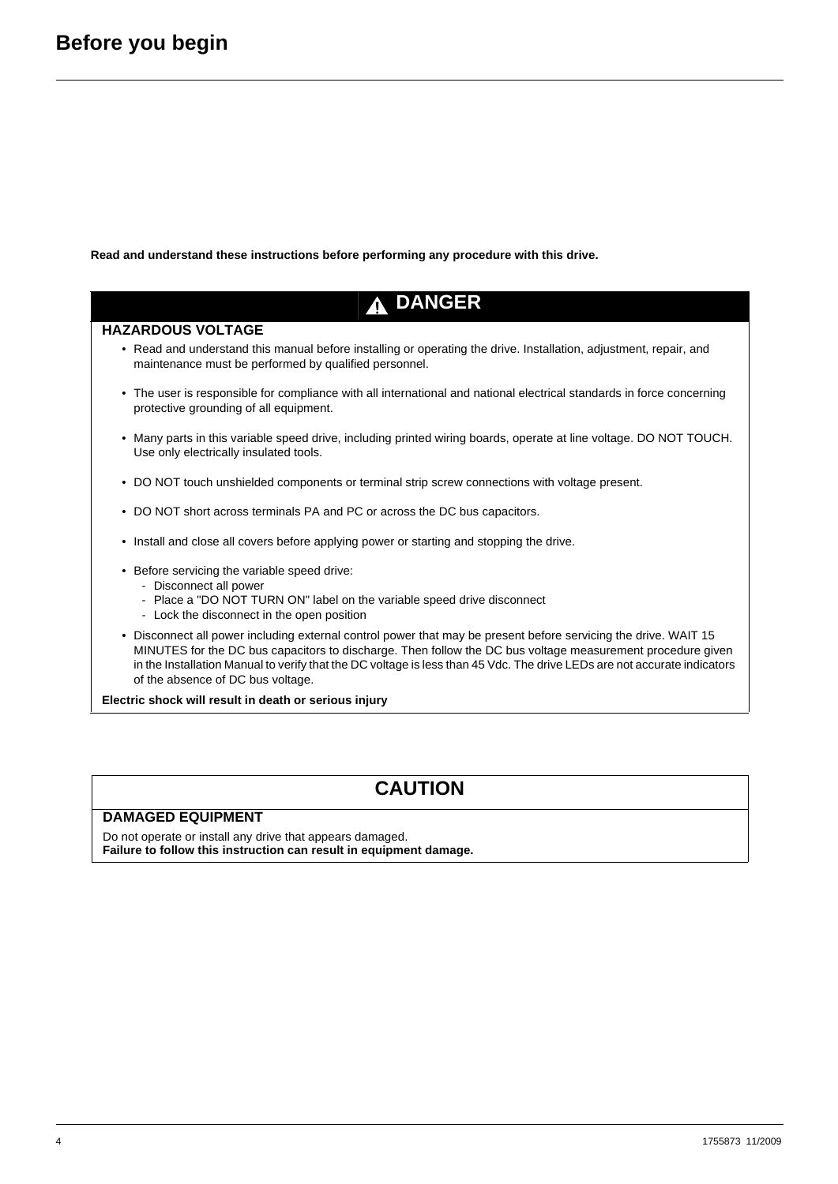# Before you begin

**Read and understand these instructions before performing any procedure with this drive.**

## ⚠ DANGER

**HAZARDOUS VOLTAGE**

- Read and understand this manual before installing or operating the drive. Installation, adjustment, repair, and maintenance must be performed by qualified personnel.
- The user is responsible for compliance with all international and national electrical standards in force concerning protective grounding of all equipment.
- Many parts in this variable speed drive, including printed wiring boards, operate at line voltage. DO NOT TOUCH. Use only electrically insulated tools.
- DO NOT touch unshielded components or terminal strip screw connections with voltage present.
- DO NOT short across terminals PA and PC or across the DC bus capacitors.
- Install and close all covers before applying power or starting and stopping the drive.
- Before servicing the variable speed drive:
  - Disconnect all power
  - Place a "DO NOT TURN ON" label on the variable speed drive disconnect
  - Lock the disconnect in the open position
- Disconnect all power including external control power that may be present before servicing the drive. WAIT 15 MINUTES for the DC bus capacitors to discharge. Then follow the DC bus voltage measurement procedure given in the Installation Manual to verify that the DC voltage is less than 45 Vdc. The drive LEDs are not accurate indicators of the absence of DC bus voltage.

**Electric shock will result in death or serious injury**

## CAUTION

**DAMAGED EQUIPMENT**

Do not operate or install any drive that appears damaged.
**Failure to follow this instruction can result in equipment damage.**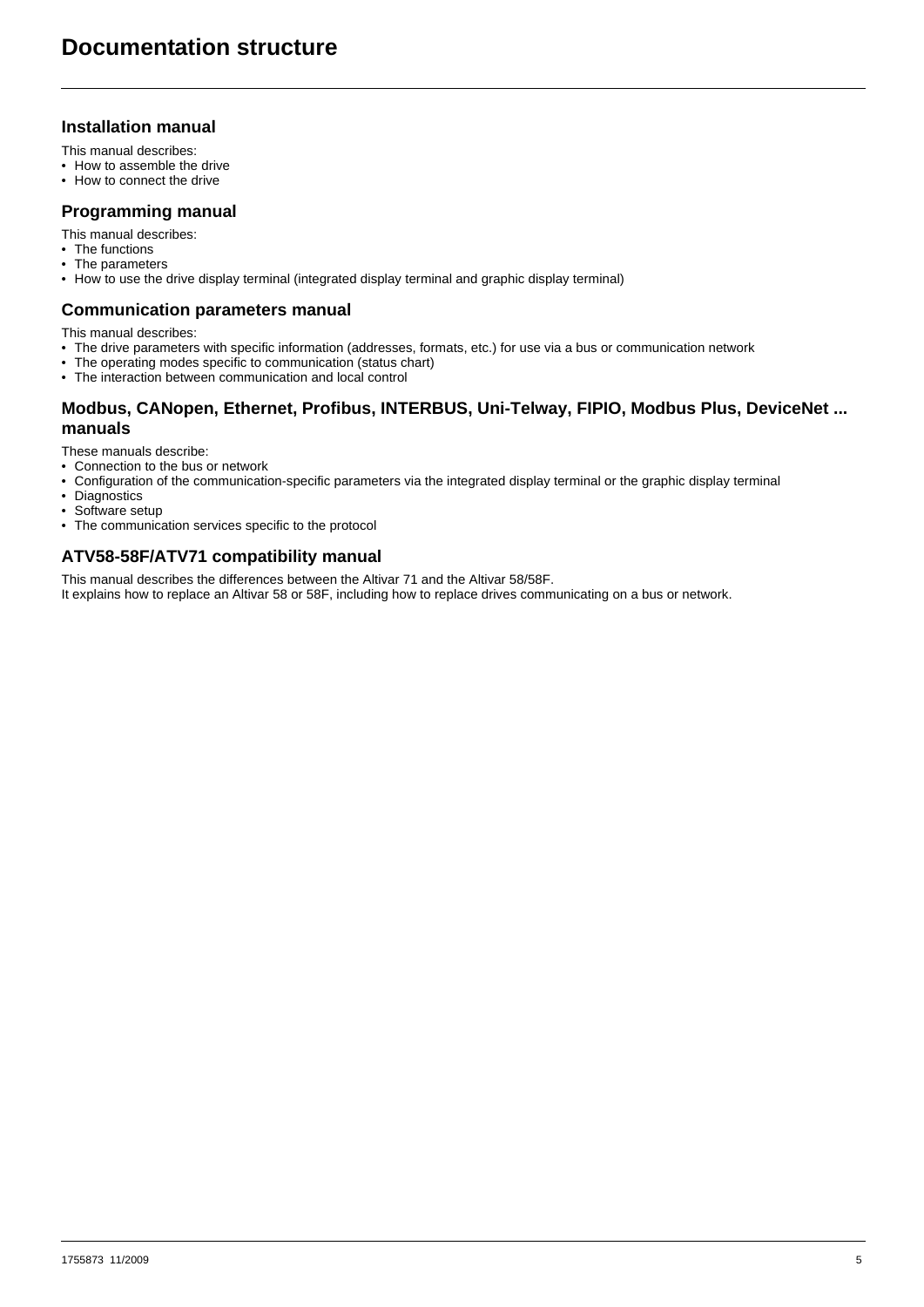# Documentation structure

## Installation manual

This manual describes:

- How to assemble the drive
- How to connect the drive

## Programming manual

This manual describes:

- The functions
- The parameters
- How to use the drive display terminal (integrated display terminal and graphic display terminal)

## Communication parameters manual

This manual describes:

- The drive parameters with specific information (addresses, formats, etc.) for use via a bus or communication network
- The operating modes specific to communication (status chart)
- The interaction between communication and local control

## Modbus, CANopen, Ethernet, Profibus, INTERBUS, Uni-Telway, FIPIO, Modbus Plus, DeviceNet ... manuals

These manuals describe:

- Connection to the bus or network
- Configuration of the communication-specific parameters via the integrated display terminal or the graphic display terminal
- Diagnostics
- Software setup
- The communication services specific to the protocol

## ATV58-58F/ATV71 compatibility manual

This manual describes the differences between the Altivar 71 and the Altivar 58/58F.
It explains how to replace an Altivar 58 or 58F, including how to replace drives communicating on a bus or network.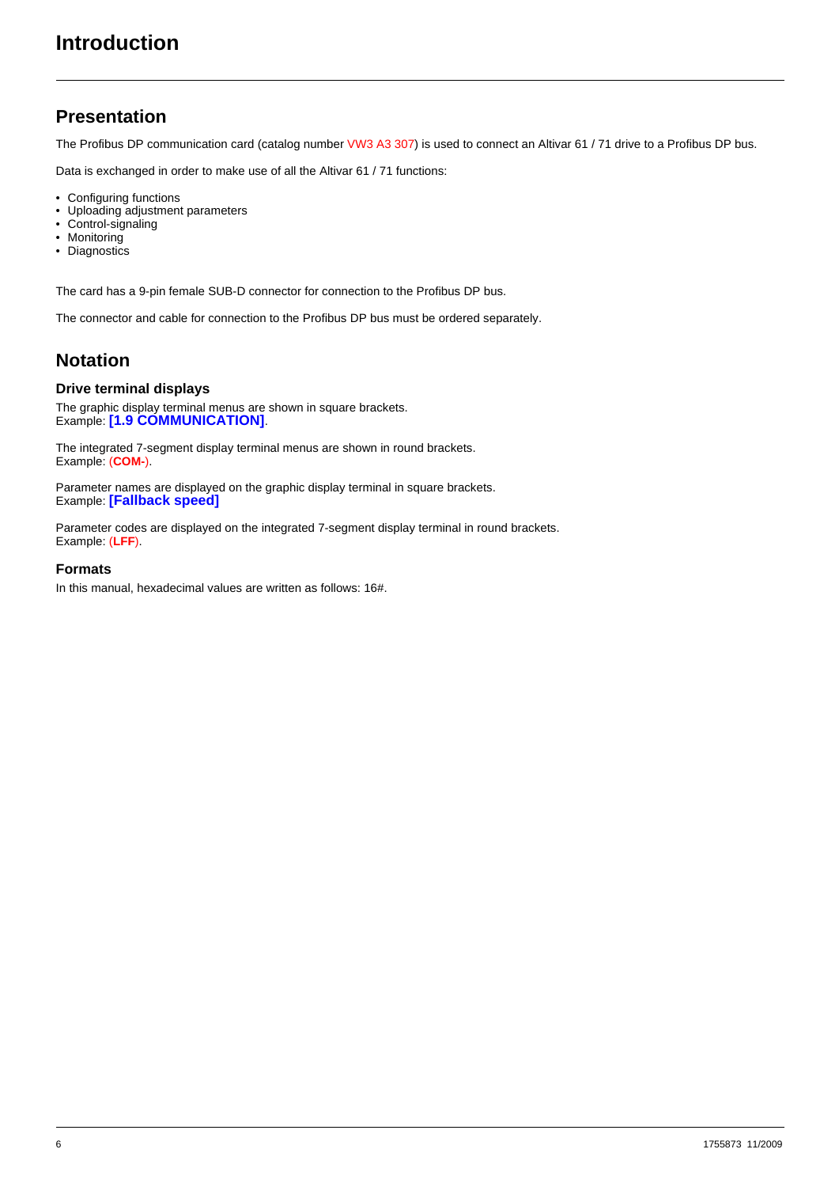# Introduction

## Presentation

The Profibus DP communication card (catalog number VW3 A3 307) is used to connect an Altivar 61 / 71 drive to a Profibus DP bus.

Data is exchanged in order to make use of all the Altivar 61 / 71 functions:

- Configuring functions
- Uploading adjustment parameters
- Control-signaling
- Monitoring
- Diagnostics

The card has a 9-pin female SUB-D connector for connection to the Profibus DP bus.

The connector and cable for connection to the Profibus DP bus must be ordered separately.

## Notation

### Drive terminal displays

The graphic display terminal menus are shown in square brackets.
Example: **[1.9 COMMUNICATION]**.

The integrated 7-segment display terminal menus are shown in round brackets.
Example: (**COM-**).

Parameter names are displayed on the graphic display terminal in square brackets.
Example: **[Fallback speed]**

Parameter codes are displayed on the integrated 7-segment display terminal in round brackets.
Example: (**LFF**).

### Formats

In this manual, hexadecimal values are written as follows: 16#.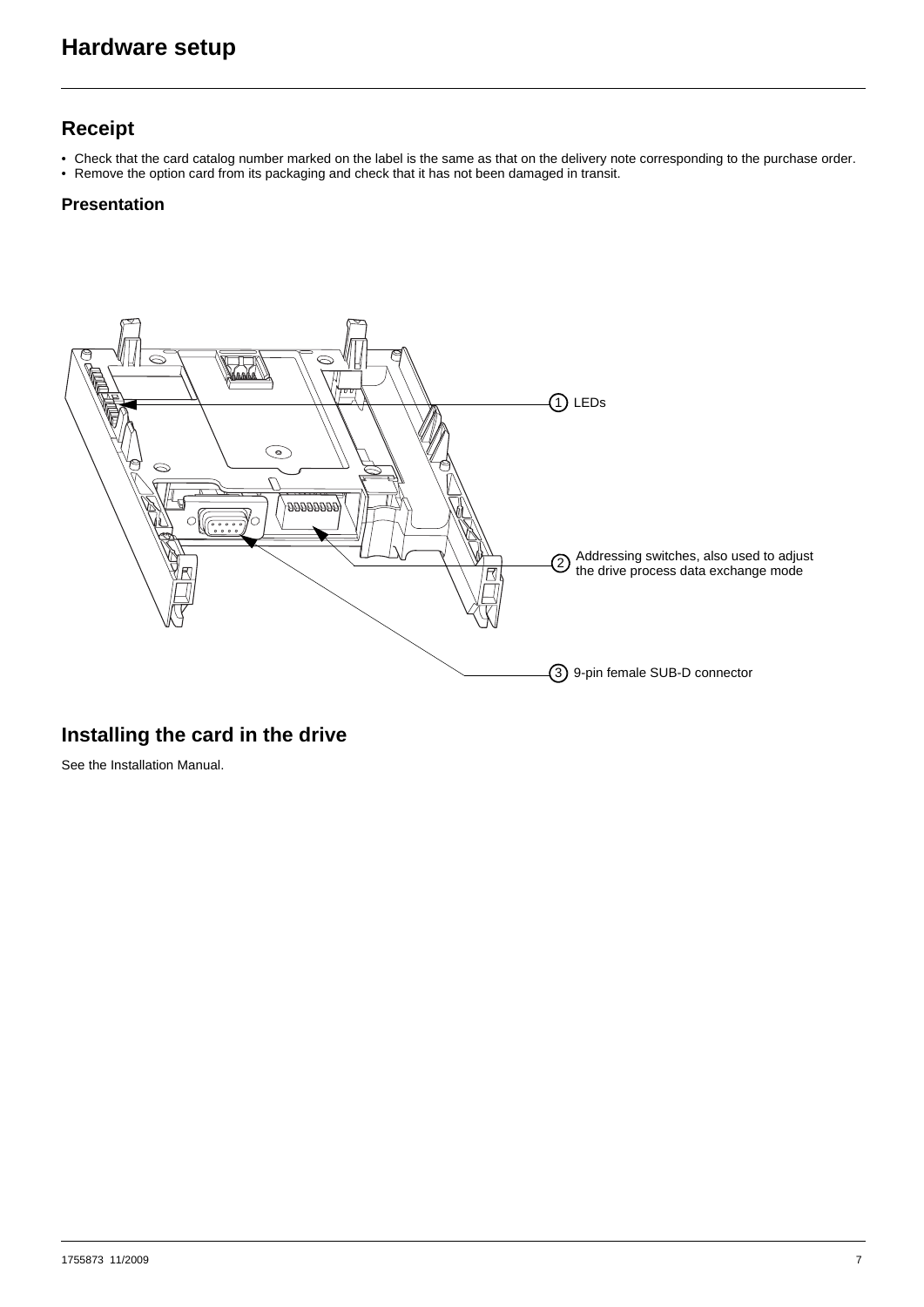# Hardware setup

## Receipt

- Check that the card catalog number marked on the label is the same as that on the delivery note corresponding to the purchase order.
- Remove the option card from its packaging and check that it has not been damaged in transit.

### Presentation

1 LEDs

2 Addressing switches, also used to adjust the drive process data exchange mode

3 9-pin female SUB-D connector

## Installing the card in the drive

See the Installation Manual.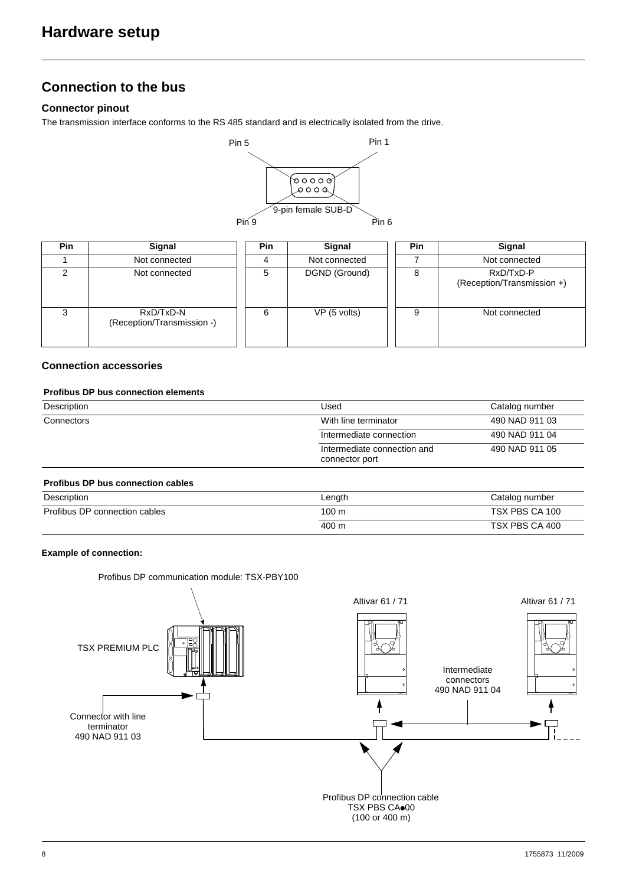# Hardware setup

## Connection to the bus

### Connector pinout

The transmission interface conforms to the RS 485 standard and is electrically isolated from the drive.

Pin 5 Pin 1

9-pin female SUB-D

Pin 9 Pin 6

| Pin | Signal | Pin | Signal | Pin | Signal |
|---|---|---|---|---|---|
| 1 | Not connected | 4 | Not connected | 7 | Not connected |
| 2 | Not connected | 5 | DGND (Ground) | 8 | RxD/TxD-P (Reception/Transmission +) |
| 3 | RxD/TxD-N (Reception/Transmission -) | 6 | VP (5 volts) | 9 | Not connected |

### Connection accessories

**Profibus DP bus connection elements**

| Description | Used | Catalog number |
|---|---|---|
| Connectors | With line terminator | 490 NAD 911 03 |
| | Intermediate connection | 490 NAD 911 04 |
| | Intermediate connection and connector port | 490 NAD 911 05 |

**Profibus DP bus connection cables**

| Description | Length | Catalog number |
|---|---|---|
| Profibus DP connection cables | 100 m | TSX PBS CA 100 |
| | 400 m | TSX PBS CA 400 |

**Example of connection:**

Profibus DP communication module: TSX-PBY100

TSX PREMIUM PLC

Altivar 61 / 71

Altivar 61 / 71

Intermediate connectors
490 NAD 911 04

Connector with line terminator
490 NAD 911 03

Profibus DP connection cable
TSX PBS CA●00
(100 or 400 m)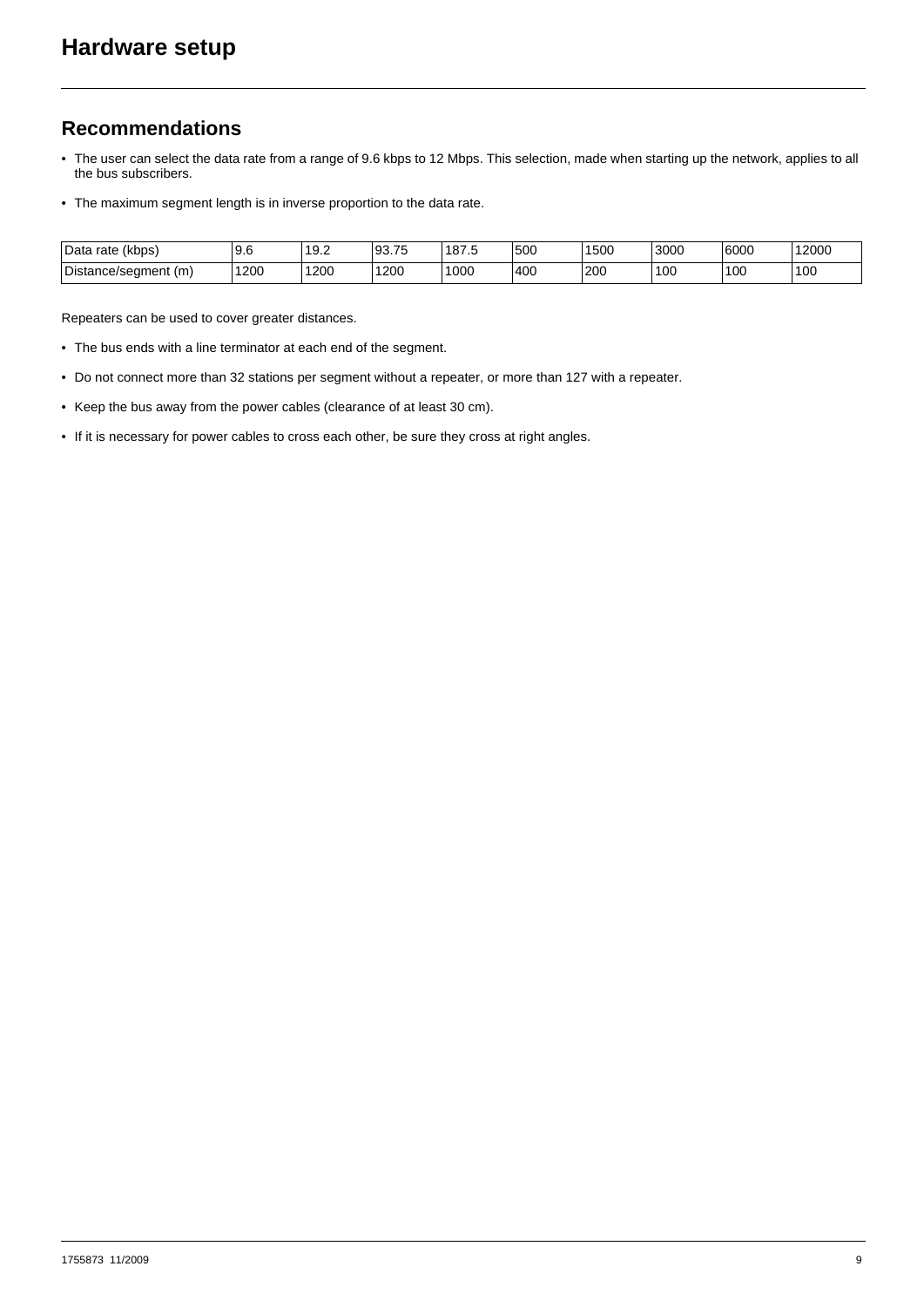# Hardware setup

## Recommendations

- The user can select the data rate from a range of 9.6 kbps to 12 Mbps. This selection, made when starting up the network, applies to all the bus subscribers.
- The maximum segment length is in inverse proportion to the data rate.

| Data rate (kbps) | 9.6 | 19.2 | 93.75 | 187.5 | 500 | 1500 | 3000 | 6000 | 12000 |
|---|---|---|---|---|---|---|---|---|---|
| Distance/segment (m) | 1200 | 1200 | 1200 | 1000 | 400 | 200 | 100 | 100 | 100 |

Repeaters can be used to cover greater distances.

- The bus ends with a line terminator at each end of the segment.
- Do not connect more than 32 stations per segment without a repeater, or more than 127 with a repeater.
- Keep the bus away from the power cables (clearance of at least 30 cm).
- If it is necessary for power cables to cross each other, be sure they cross at right angles.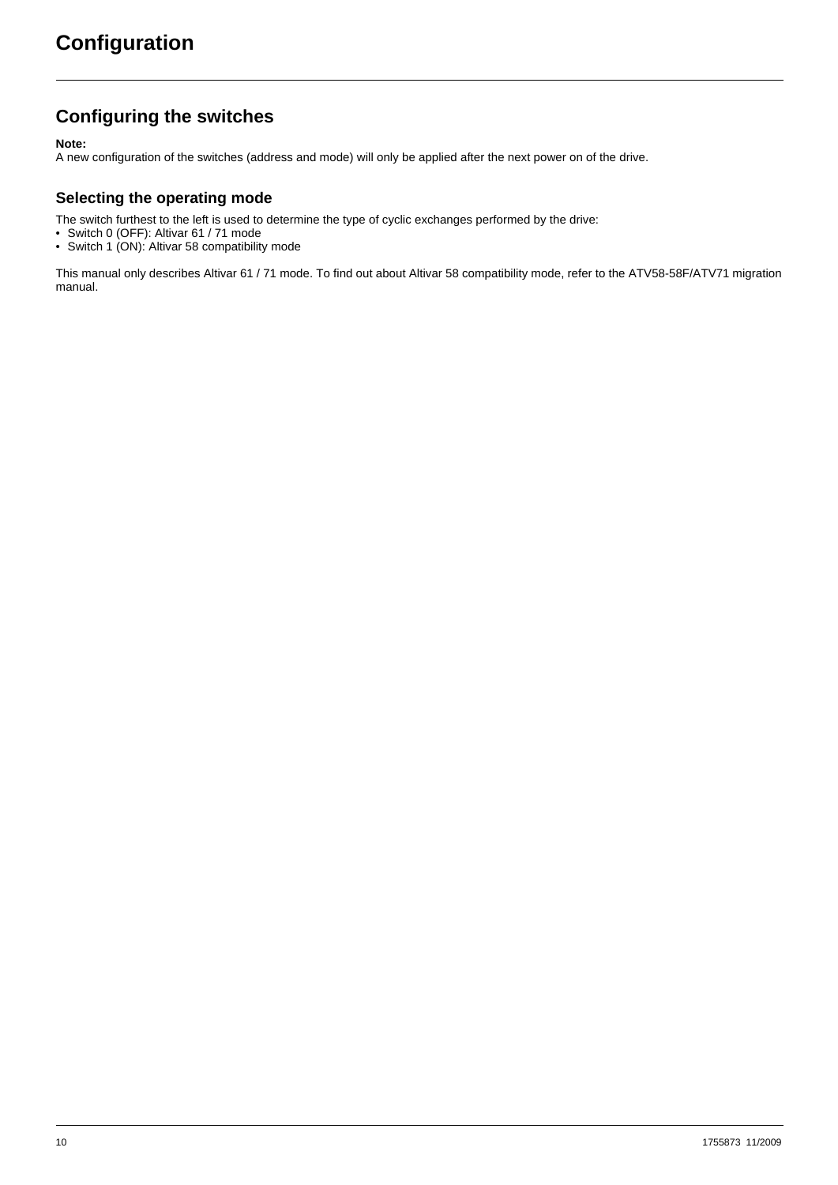# Configuration

## Configuring the switches

**Note:**
A new configuration of the switches (address and mode) will only be applied after the next power on of the drive.

### Selecting the operating mode

The switch furthest to the left is used to determine the type of cyclic exchanges performed by the drive:

- Switch 0 (OFF): Altivar 61 / 71 mode
- Switch 1 (ON): Altivar 58 compatibility mode

This manual only describes Altivar 61 / 71 mode. To find out about Altivar 58 compatibility mode, refer to the ATV58-58F/ATV71 migration manual.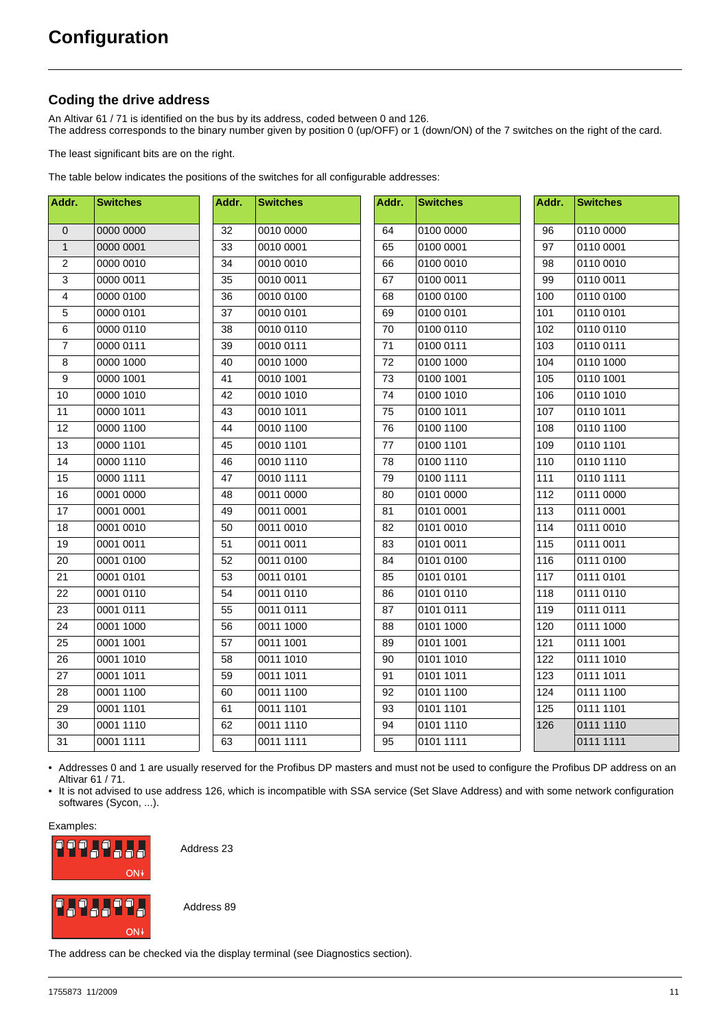# Configuration

## Coding the drive address

An Altivar 61 / 71 is identified on the bus by its address, coded between 0 and 126.
The address corresponds to the binary number given by position 0 (up/OFF) or 1 (down/ON) of the 7 switches on the right of the card.

The least significant bits are on the right.

The table below indicates the positions of the switches for all configurable addresses:

| Addr. | Switches | Addr. | Switches | Addr. | Switches | Addr. | Switches |
|---|---|---|---|---|---|---|---|
| 0 | 0000 0000 | 32 | 0010 0000 | 64 | 0100 0000 | 96 | 0110 0000 |
| 1 | 0000 0001 | 33 | 0010 0001 | 65 | 0100 0001 | 97 | 0110 0001 |
| 2 | 0000 0010 | 34 | 0010 0010 | 66 | 0100 0010 | 98 | 0110 0010 |
| 3 | 0000 0011 | 35 | 0010 0011 | 67 | 0100 0011 | 99 | 0110 0011 |
| 4 | 0000 0100 | 36 | 0010 0100 | 68 | 0100 0100 | 100 | 0110 0100 |
| 5 | 0000 0101 | 37 | 0010 0101 | 69 | 0100 0101 | 101 | 0110 0101 |
| 6 | 0000 0110 | 38 | 0010 0110 | 70 | 0100 0110 | 102 | 0110 0110 |
| 7 | 0000 0111 | 39 | 0010 0111 | 71 | 0100 0111 | 103 | 0110 0111 |
| 8 | 0000 1000 | 40 | 0010 1000 | 72 | 0100 1000 | 104 | 0110 1000 |
| 9 | 0000 1001 | 41 | 0010 1001 | 73 | 0100 1001 | 105 | 0110 1001 |
| 10 | 0000 1010 | 42 | 0010 1010 | 74 | 0100 1010 | 106 | 0110 1010 |
| 11 | 0000 1011 | 43 | 0010 1011 | 75 | 0100 1011 | 107 | 0110 1011 |
| 12 | 0000 1100 | 44 | 0010 1100 | 76 | 0100 1100 | 108 | 0110 1100 |
| 13 | 0000 1101 | 45 | 0010 1101 | 77 | 0100 1101 | 109 | 0110 1101 |
| 14 | 0000 1110 | 46 | 0010 1110 | 78 | 0100 1110 | 110 | 0110 1110 |
| 15 | 0000 1111 | 47 | 0010 1111 | 79 | 0100 1111 | 111 | 0110 1111 |
| 16 | 0001 0000 | 48 | 0011 0000 | 80 | 0101 0000 | 112 | 0111 0000 |
| 17 | 0001 0001 | 49 | 0011 0001 | 81 | 0101 0001 | 113 | 0111 0001 |
| 18 | 0001 0010 | 50 | 0011 0010 | 82 | 0101 0010 | 114 | 0111 0010 |
| 19 | 0001 0011 | 51 | 0011 0011 | 83 | 0101 0011 | 115 | 0111 0011 |
| 20 | 0001 0100 | 52 | 0011 0100 | 84 | 0101 0100 | 116 | 0111 0100 |
| 21 | 0001 0101 | 53 | 0011 0101 | 85 | 0101 0101 | 117 | 0111 0101 |
| 22 | 0001 0110 | 54 | 0011 0110 | 86 | 0101 0110 | 118 | 0111 0110 |
| 23 | 0001 0111 | 55 | 0011 0111 | 87 | 0101 0111 | 119 | 0111 0111 |
| 24 | 0001 1000 | 56 | 0011 1000 | 88 | 0101 1000 | 120 | 0111 1000 |
| 25 | 0001 1001 | 57 | 0011 1001 | 89 | 0101 1001 | 121 | 0111 1001 |
| 26 | 0001 1010 | 58 | 0011 1010 | 90 | 0101 1010 | 122 | 0111 1010 |
| 27 | 0001 1011 | 59 | 0011 1011 | 91 | 0101 1011 | 123 | 0111 1011 |
| 28 | 0001 1100 | 60 | 0011 1100 | 92 | 0101 1100 | 124 | 0111 1100 |
| 29 | 0001 1101 | 61 | 0011 1101 | 93 | 0101 1101 | 125 | 0111 1101 |
| 30 | 0001 1110 | 62 | 0011 1110 | 94 | 0101 1110 | 126 | 0111 1110 |
| 31 | 0001 1111 | 63 | 0011 1111 | 95 | 0101 1111 | | 0111 1111 |

- Addresses 0 and 1 are usually reserved for the Profibus DP masters and must not be used to configure the Profibus DP address on an Altivar 61 / 71.
- It is not advised to use address 126, which is incompatible with SSA service (Set Slave Address) and with some network configuration softwares (Sycon, ...).

Examples:

ON↓ Address 23

ON↓ Address 89

The address can be checked via the display terminal (see Diagnostics section).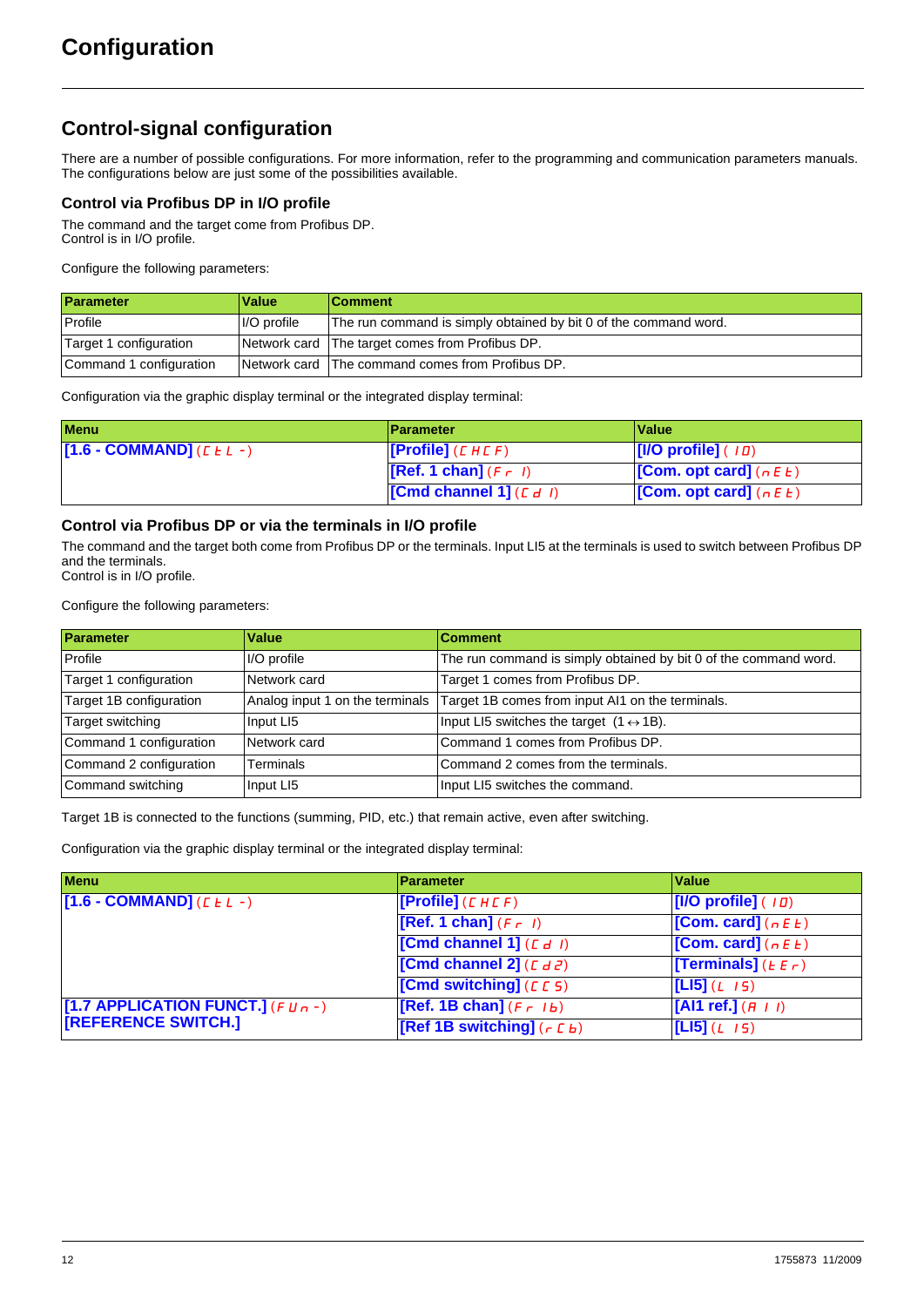# Configuration

## Control-signal configuration

There are a number of possible configurations. For more information, refer to the programming and communication parameters manuals. The configurations below are just some of the possibilities available.

### Control via Profibus DP in I/O profile

The command and the target come from Profibus DP.
Control is in I/O profile.

Configure the following parameters:

| Parameter | Value | Comment |
| --- | --- | --- |
| Profile | I/O profile | The run command is simply obtained by bit 0 of the command word. |
| Target 1 configuration | Network card | The target comes from Profibus DP. |
| Command 1 configuration | Network card | The command comes from Profibus DP. |

Configuration via the graphic display terminal or the integrated display terminal:

| Menu | Parameter | Value |
| --- | --- | --- |
| **[1.6 - COMMAND]** (CtL-) | **[Profile]** (CHCF) | **[I/O profile]** (IO) |
| | **[Ref. 1 chan]** (Fr1) | **[Com. opt card]** (nEt) |
| | **[Cmd channel 1]** (Cd1) | **[Com. opt card]** (nEt) |

### Control via Profibus DP or via the terminals in I/O profile

The command and the target both come from Profibus DP or the terminals. Input LI5 at the terminals is used to switch between Profibus DP and the terminals.
Control is in I/O profile.

Configure the following parameters:

| Parameter | Value | Comment |
| --- | --- | --- |
| Profile | I/O profile | The run command is simply obtained by bit 0 of the command word. |
| Target 1 configuration | Network card | Target 1 comes from Profibus DP. |
| Target 1B configuration | Analog input 1 on the terminals | Target 1B comes from input AI1 on the terminals. |
| Target switching | Input LI5 | Input LI5 switches the target (1 ↔ 1B). |
| Command 1 configuration | Network card | Command 1 comes from Profibus DP. |
| Command 2 configuration | Terminals | Command 2 comes from the terminals. |
| Command switching | Input LI5 | Input LI5 switches the command. |

Target 1B is connected to the functions (summing, PID, etc.) that remain active, even after switching.

Configuration via the graphic display terminal or the integrated display terminal:

| Menu | Parameter | Value |
| --- | --- | --- |
| **[1.6 - COMMAND]** (CtL-) | **[Profile]** (CHCF) | **[I/O profile]** (IO) |
| | **[Ref. 1 chan]** (Fr1) | **[Com. card]** (nEt) |
| | **[Cmd channel 1]** (Cd1) | **[Com. card]** (nEt) |
| | **[Cmd channel 2]** (Cd2) | **[Terminals]** (tEr) |
| | **[Cmd switching]** (CCS) | **[LI5]** (LI5) |
| **[1.7 APPLICATION FUNCT.]** (FUn-) **[REFERENCE SWITCH.]** | **[Ref. 1B chan]** (Fr1b) | **[AI1 ref.]** (AI1) |
| | **[Ref 1B switching]** (rCb) | **[LI5]** (LI5) |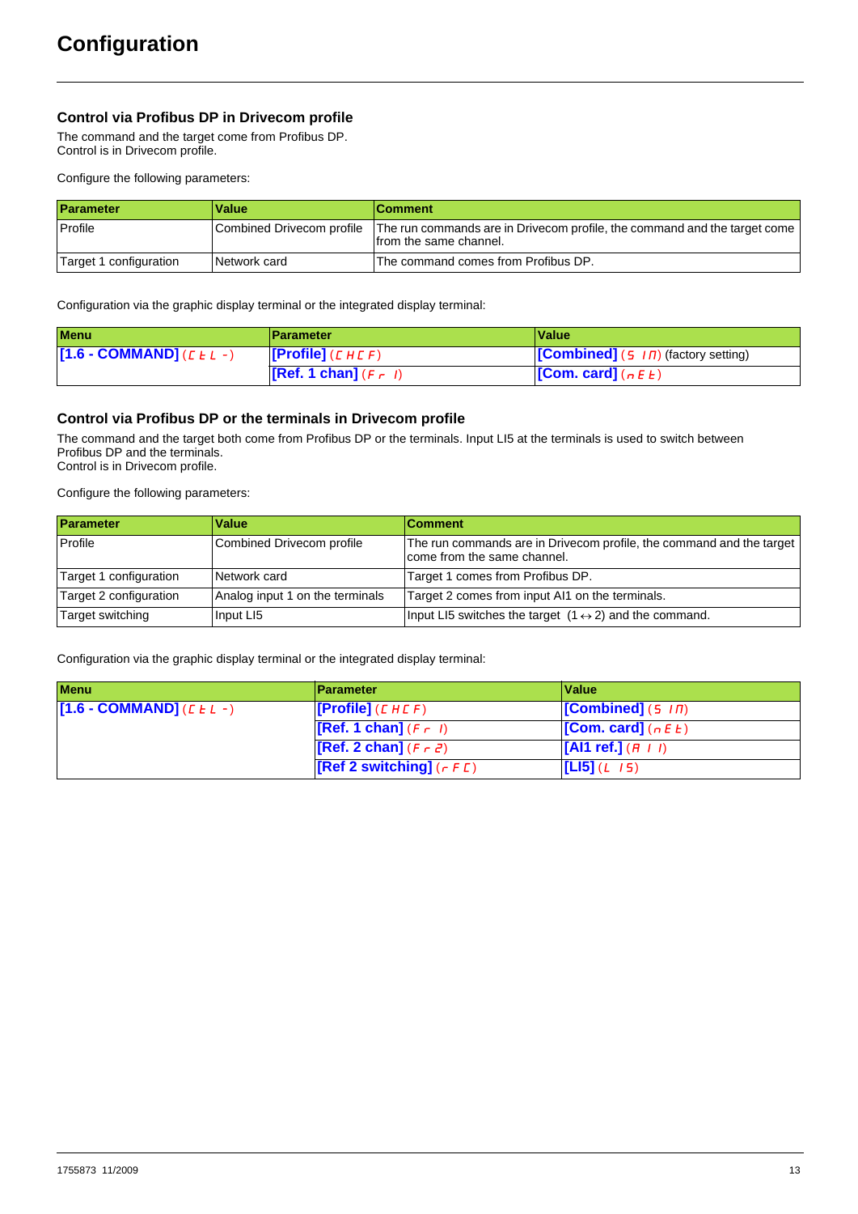# Configuration

## Control via Profibus DP in Drivecom profile

The command and the target come from Profibus DP.
Control is in Drivecom profile.

Configure the following parameters:

| Parameter | Value | Comment |
| --- | --- | --- |
| Profile | Combined Drivecom profile | The run commands are in Drivecom profile, the command and the target come from the same channel. |
| Target 1 configuration | Network card | The command comes from Profibus DP. |

Configuration via the graphic display terminal or the integrated display terminal:

| Menu | Parameter | Value |
| --- | --- | --- |
| **[1.6 - COMMAND]** (CtL-) | **[Profile]** (CHCF) | **[Combined]** (SIM) (factory setting) |
| | **[Ref. 1 chan]** (Fr1) | **[Com. card]** (nEt) |

## Control via Profibus DP or the terminals in Drivecom profile

The command and the target both come from Profibus DP or the terminals. Input LI5 at the terminals is used to switch between Profibus DP and the terminals.
Control is in Drivecom profile.

Configure the following parameters:

| Parameter | Value | Comment |
| --- | --- | --- |
| Profile | Combined Drivecom profile | The run commands are in Drivecom profile, the command and the target come from the same channel. |
| Target 1 configuration | Network card | Target 1 comes from Profibus DP. |
| Target 2 configuration | Analog input 1 on the terminals | Target 2 comes from input AI1 on the terminals. |
| Target switching | Input LI5 | Input LI5 switches the target (1 ↔ 2) and the command. |

Configuration via the graphic display terminal or the integrated display terminal:

| Menu | Parameter | Value |
| --- | --- | --- |
| **[1.6 - COMMAND]** (CtL-) | **[Profile]** (CHCF) | **[Combined]** (SIM) |
| | **[Ref. 1 chan]** (Fr1) | **[Com. card]** (nEt) |
| | **[Ref. 2 chan]** (Fr2) | **[AI1 ref.]** (AI1) |
| | **[Ref 2 switching]** (rFC) | **[LI5]** (LI5) |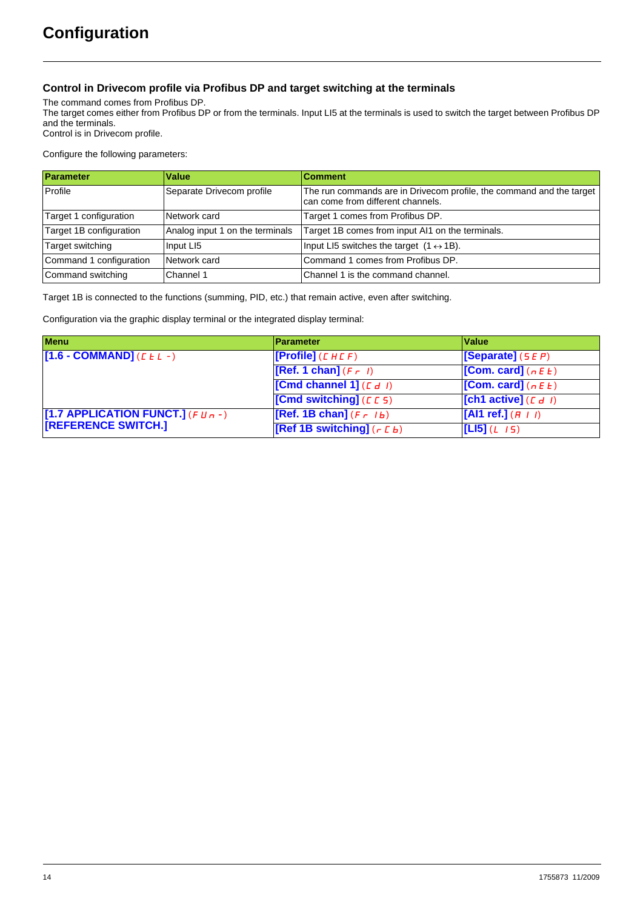# Configuration

### Control in Drivecom profile via Profibus DP and target switching at the terminals

The command comes from Profibus DP.
The target comes either from Profibus DP or from the terminals. Input LI5 at the terminals is used to switch the target between Profibus DP and the terminals.
Control is in Drivecom profile.

Configure the following parameters:

| Parameter | Value | Comment |
| --- | --- | --- |
| Profile | Separate Drivecom profile | The run commands are in Drivecom profile, the command and the target can come from different channels. |
| Target 1 configuration | Network card | Target 1 comes from Profibus DP. |
| Target 1B configuration | Analog input 1 on the terminals | Target 1B comes from input AI1 on the terminals. |
| Target switching | Input LI5 | Input LI5 switches the target (1 ↔ 1B). |
| Command 1 configuration | Network card | Command 1 comes from Profibus DP. |
| Command switching | Channel 1 | Channel 1 is the command channel. |

Target 1B is connected to the functions (summing, PID, etc.) that remain active, even after switching.

Configuration via the graphic display terminal or the integrated display terminal:

| Menu | Parameter | Value |
| --- | --- | --- |
| **[1.6 - COMMAND]** (CtL-) | **[Profile]** (CHCF) | **[Separate]** (SEP) |
| | **[Ref. 1 chan]** (Fr1) | **[Com. card]** (nEt) |
| | **[Cmd channel 1]** (Cd1) | **[Com. card]** (nEt) |
| | **[Cmd switching]** (CCS) | **[ch1 active]** (Cd1) |
| **[1.7 APPLICATION FUNCT.]** (FUn-) **[REFERENCE SWITCH.]** | **[Ref. 1B chan]** (Fr1b) | **[AI1 ref.]** (AI1) |
| | **[Ref 1B switching]** (rCb) | **[LI5]** (LI5) |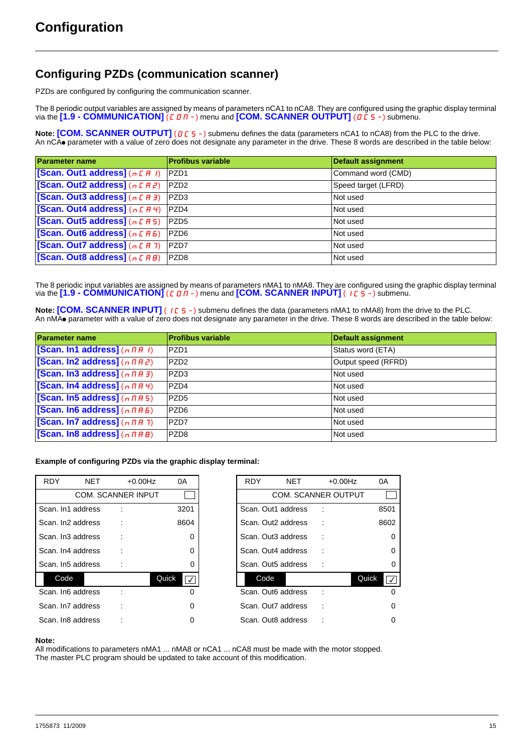# Configuration

## Configuring PZDs (communication scanner)

PZDs are configured by configuring the communication scanner.

The 8 periodic output variables are assigned by means of parameters nCA1 to nCA8. They are configured using the graphic display terminal via the **[1.9 - COMMUNICATION]** (COM-) menu and **[COM. SCANNER OUTPUT]** (OCS-) submenu.

**Note:** **[COM. SCANNER OUTPUT]** (OCS-) submenu defines the data (parameters nCA1 to nCA8) from the PLC to the drive.
An nCA● parameter with a value of zero does not designate any parameter in the drive. These 8 words are described in the table below:

| Parameter name | Profibus variable | Default assignment |
|---|---|---|
| **[Scan. Out1 address]** (nCA1) | PZD1 | Command word (CMD) |
| **[Scan. Out2 address]** (nCA2) | PZD2 | Speed target (LFRD) |
| **[Scan. Out3 address]** (nCA3) | PZD3 | Not used |
| **[Scan. Out4 address]** (nCA4) | PZD4 | Not used |
| **[Scan. Out5 address]** (nCA5) | PZD5 | Not used |
| **[Scan. Out6 address]** (nCA6) | PZD6 | Not used |
| **[Scan. Out7 address]** (nCA7) | PZD7 | Not used |
| **[Scan. Out8 address]** (nCA8) | PZD8 | Not used |

The 8 periodic input variables are assigned by means of parameters nMA1 to nMA8. They are configured using the graphic display terminal via the **[1.9 - COMMUNICATION]** (COM-) menu and **[COM. SCANNER INPUT]** (ICS-) submenu.

**Note:** **[COM. SCANNER INPUT]** (ICS-) submenu defines the data (parameters nMA1 to nMA8) from the drive to the PLC.
An nMA● parameter with a value of zero does not designate any parameter in the drive. These 8 words are described in the table below:

| Parameter name | Profibus variable | Default assignment |
|---|---|---|
| **[Scan. In1 address]** (nMA1) | PZD1 | Status word (ETA) |
| **[Scan. In2 address]** (nMA2) | PZD2 | Output speed (RFRD) |
| **[Scan. In3 address]** (nMA3) | PZD3 | Not used |
| **[Scan. In4 address]** (nMA4) | PZD4 | Not used |
| **[Scan. In5 address]** (nMA5) | PZD5 | Not used |
| **[Scan. In6 address]** (nMA6) | PZD6 | Not used |
| **[Scan. In7 address]** (nMA7) | PZD7 | Not used |
| **[Scan. In8 address]** (nMA8) | PZD8 | Not used |

**Example of configuring PZDs via the graphic display terminal:**

| RDY | NET | +0.00Hz | 0A |
|---|---|---|---|
| COM. SCANNER INPUT | | | |
| Scan. In1 address | : | | 3201 |
| Scan. In2 address | : | | 8604 |
| Scan. In3 address | : | | 0 |
| Scan. In4 address | : | | 0 |
| Scan. In5 address | : | | 0 |
| Code | | Quick | ✓ |
| Scan. In6 address | : | | 0 |
| Scan. In7 address | : | | 0 |
| Scan. In8 address | : | | 0 |

| RDY | NET | +0.00Hz | 0A |
|---|---|---|---|
| COM. SCANNER OUTPUT | | | |
| Scan. Out1 address | : | | 8501 |
| Scan. Out2 address | : | | 8602 |
| Scan. Out3 address | : | | 0 |
| Scan. Out4 address | : | | 0 |
| Scan. Out5 address | : | | 0 |
| Code | | Quick | ✓ |
| Scan. Out6 address | : | | 0 |
| Scan. Out7 address | : | | 0 |
| Scan. Out8 address | : | | 0 |

**Note:**
All modifications to parameters nMA1 ... nMA8 or nCA1 ... nCA8 must be made with the motor stopped.
The master PLC program should be updated to take account of this modification.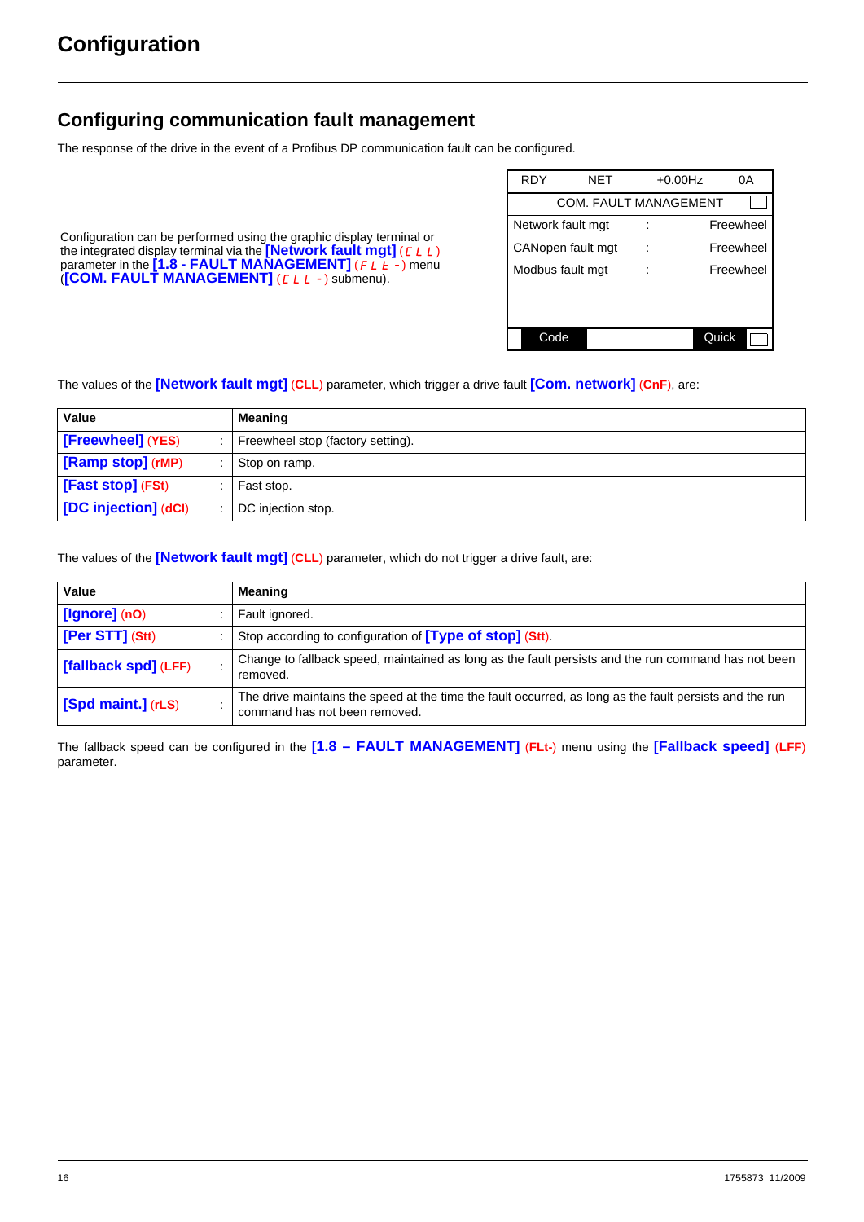# Configuration

## Configuring communication fault management

The response of the drive in the event of a Profibus DP communication fault can be configured.

Configuration can be performed using the graphic display terminal or the integrated display terminal via the **[Network fault mgt]** (CLL) parameter in the **[1.8 - FAULT MANAGEMENT]** (FLt-) menu (**[COM. FAULT MANAGEMENT]** (CLL-) submenu).

| RDY | NET | +0.00Hz | 0A |
|---|---|---|---|
| COM. FAULT MANAGEMENT | | | |
| Network fault mgt | : | Freewheel | |
| CANopen fault mgt | : | Freewheel | |
| Modbus fault mgt | : | Freewheel | |
| Code | | Quick | |

The values of the **[Network fault mgt]** (CLL) parameter, which trigger a drive fault **[Com. network]** (CnF), are:

| Value | | Meaning |
|---|---|---|
| **[Freewheel]** (YES) | : | Freewheel stop (factory setting). |
| **[Ramp stop]** (rMP) | : | Stop on ramp. |
| **[Fast stop]** (FSt) | : | Fast stop. |
| **[DC injection]** (dCI) | : | DC injection stop. |

The values of the **[Network fault mgt]** (CLL) parameter, which do not trigger a drive fault, are:

| Value | | Meaning |
|---|---|---|
| **[Ignore]** (nO) | : | Fault ignored. |
| **[Per STT]** (Stt) | : | Stop according to configuration of **[Type of stop]** (Stt). |
| **[fallback spd]** (LFF) | : | Change to fallback speed, maintained as long as the fault persists and the run command has not been removed. |
| **[Spd maint.]** (rLS) | : | The drive maintains the speed at the time the fault occurred, as long as the fault persists and the run command has not been removed. |

The fallback speed can be configured in the **[1.8 – FAULT MANAGEMENT]** (FLt-) menu using the **[Fallback speed]** (LFF) parameter.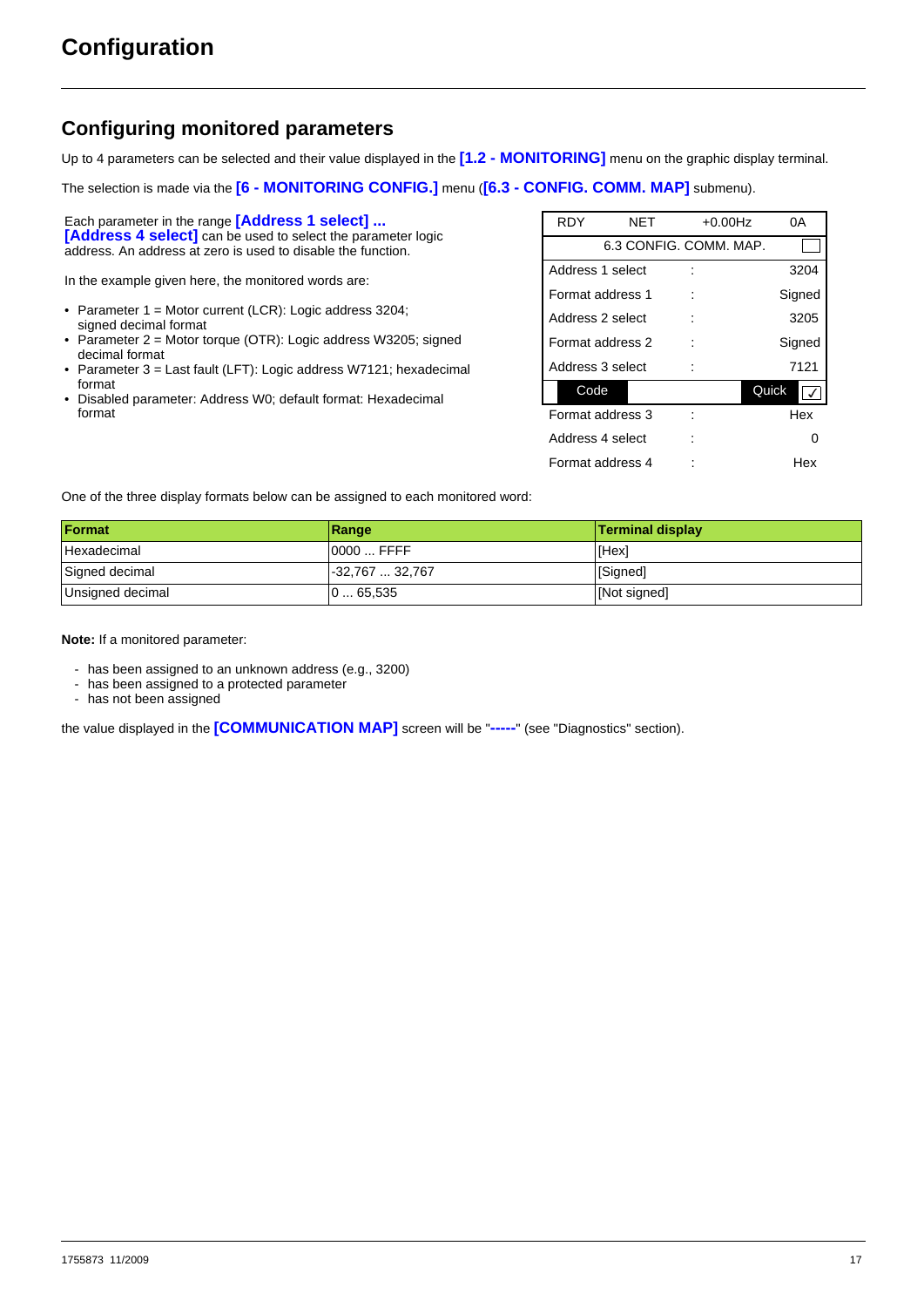# Configuration

## Configuring monitored parameters

Up to 4 parameters can be selected and their value displayed in the **[1.2 - MONITORING]** menu on the graphic display terminal.

The selection is made via the **[6 - MONITORING CONFIG.]** menu (**[6.3 - CONFIG. COMM. MAP]** submenu).

Each parameter in the range **[Address 1 select] ... [Address 4 select]** can be used to select the parameter logic address. An address at zero is used to disable the function.

In the example given here, the monitored words are:

- Parameter 1 = Motor current (LCR): Logic address 3204; signed decimal format
- Parameter 2 = Motor torque (OTR): Logic address W3205; signed decimal format
- Parameter 3 = Last fault (LFT): Logic address W7121; hexadecimal format
- Disabled parameter: Address W0; default format: Hexadecimal format

| RDY | NET | +0.00Hz | 0A |
|---|---|---|---|
| 6.3 CONFIG. COMM. MAP. | | | |
| Address 1 select | : | | 3204 |
| Format address 1 | : | | Signed |
| Address 2 select | : | | 3205 |
| Format address 2 | : | | Signed |
| Address 3 select | : | | 7121 |
| Code | | Quick | ✓ |
| Format address 3 | : | | Hex |
| Address 4 select | : | | 0 |
| Format address 4 | : | | Hex |

One of the three display formats below can be assigned to each monitored word:

| Format | Range | Terminal display |
|---|---|---|
| Hexadecimal | 0000 ... FFFF | [Hex] |
| Signed decimal | -32,767 ... 32,767 | [Signed] |
| Unsigned decimal | 0 ... 65,535 | [Not signed] |

**Note:** If a monitored parameter:

- has been assigned to an unknown address (e.g., 3200)
- has been assigned to a protected parameter
- has not been assigned

the value displayed in the **[COMMUNICATION MAP]** screen will be "**-----**" (see "Diagnostics" section).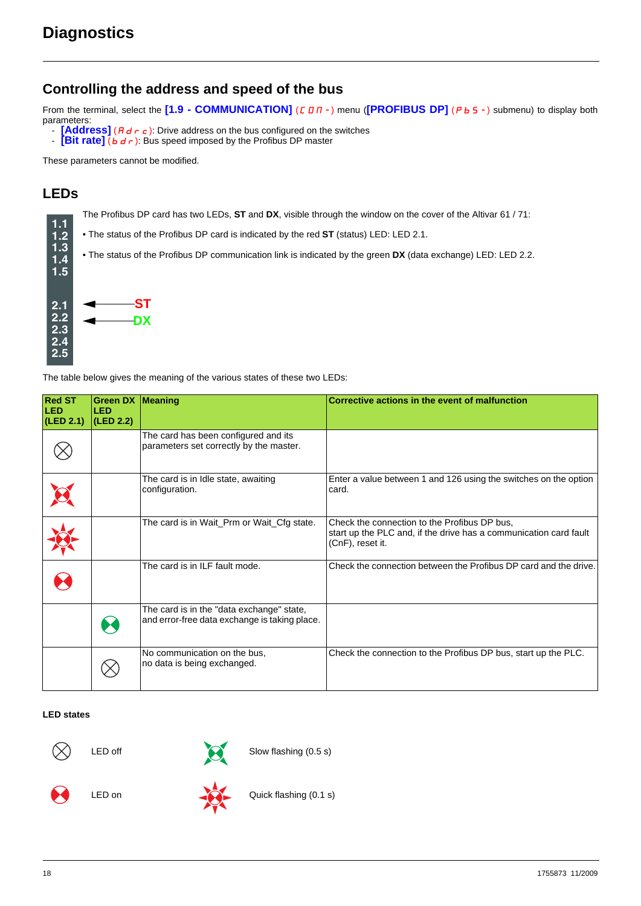# Diagnostics

## Controlling the address and speed of the bus

From the terminal, select the **[1.9 - COMMUNICATION]** (C O M -) menu (**[PROFIBUS DP]** (P b S -) submenu) to display both parameters:
- **[Address]** (A d r c): Drive address on the bus configured on the switches
- **[Bit rate]** (b d r): Bus speed imposed by the Profibus DP master

These parameters cannot be modified.

## LEDs

The Profibus DP card has two LEDs, **ST** and **DX**, visible through the window on the cover of the Altivar 61 / 71:

- The status of the Profibus DP card is indicated by the red **ST** (status) LED: LED 2.1.
- The status of the Profibus DP communication link is indicated by the green **DX** (data exchange) LED: LED 2.2.

1.1
1.2
1.3
1.4
1.5

2.1 ← ST
2.2 ← DX
2.3
2.4
2.5

The table below gives the meaning of the various states of these two LEDs:

| Red ST LED (LED 2.1) | Green DX LED (LED 2.2) | Meaning | Corrective actions in the event of malfunction |
|---|---|---|---|
| Off | | The card has been configured and its parameters set correctly by the master. | |
| Slow flashing | | The card is in Idle state, awaiting configuration. | Enter a value between 1 and 126 using the switches on the option card. |
| Quick flashing | | The card is in Wait_Prm or Wait_Cfg state. | Check the connection to the Profibus DP bus, start up the PLC and, if the drive has a communication card fault (CnF), reset it. |
| On | | The card is in ILF fault mode. | Check the connection between the Profibus DP card and the drive. |
| | On | The card is in the "data exchange" state, and error-free data exchange is taking place. | |
| | Off | No communication on the bus, no data is being exchanged. | Check the connection to the Profibus DP bus, start up the PLC. |

**LED states**

| | |
|---|---|
| LED off | Slow flashing (0.5 s) |
| LED on | Quick flashing (0.1 s) |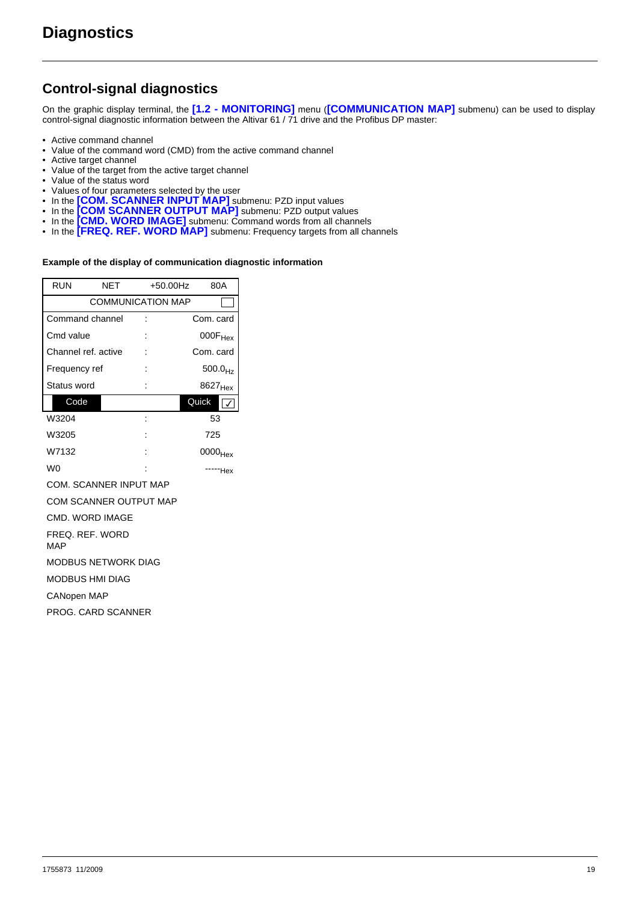# Diagnostics

## Control-signal diagnostics

On the graphic display terminal, the **[1.2 - MONITORING]** menu (**[COMMUNICATION MAP]** submenu) can be used to display control-signal diagnostic information between the Altivar 61 / 71 drive and the Profibus DP master:

- Active command channel
- Value of the command word (CMD) from the active command channel
- Active target channel
- Value of the target from the active target channel
- Value of the status word
- Values of four parameters selected by the user
- In the **[COM. SCANNER INPUT MAP]** submenu: PZD input values
- In the **[COM SCANNER OUTPUT MAP]** submenu: PZD output values
- In the **[CMD. WORD IMAGE]** submenu: Command words from all channels
- In the **[FREQ. REF. WORD MAP]** submenu: Frequency targets from all channels

**Example of the display of communication diagnostic information**

| RUN | NET | +50.00Hz | 80A |
|---|---|---|---|
| COMMUNICATION MAP | | | |
| Command channel | | : | Com. card |
| Cmd value | | : | 000F$_{Hex}$ |
| Channel ref. active | | : | Com. card |
| Frequency ref | | : | 500.0$_{Hz}$ |
| Status word | | : | 8627$_{Hex}$ |
| Code | | | Quick |
| W3204 | | : | 53 |
| W3205 | | : | 725 |
| W7132 | | : | 0000$_{Hex}$ |
| W0 | | : | -----$_{Hex}$ |
| COM. SCANNER INPUT MAP | | | |
| COM SCANNER OUTPUT MAP | | | |
| CMD. WORD IMAGE | | | |
| FREQ. REF. WORD MAP | | | |
| MODBUS NETWORK DIAG | | | |
| MODBUS HMI DIAG | | | |
| CANopen MAP | | | |
| PROG. CARD SCANNER | | | |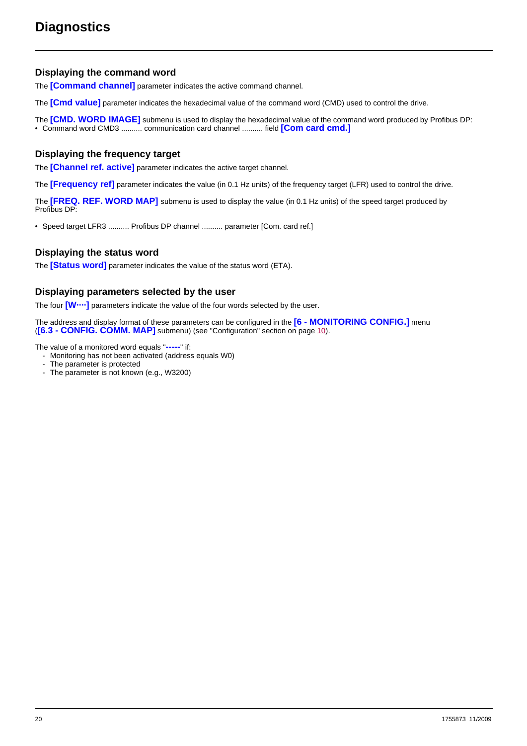# Diagnostics

## Displaying the command word

The **[Command channel]** parameter indicates the active command channel.

The **[Cmd value]** parameter indicates the hexadecimal value of the command word (CMD) used to control the drive.

The **[CMD. WORD IMAGE]** submenu is used to display the hexadecimal value of the command word produced by Profibus DP:
- Command word CMD3 .......... communication card channel .......... field **[Com card cmd.]**

## Displaying the frequency target

The **[Channel ref. active]** parameter indicates the active target channel.

The **[Frequency ref]** parameter indicates the value (in 0.1 Hz units) of the frequency target (LFR) used to control the drive.

The **[FREQ. REF. WORD MAP]** submenu is used to display the value (in 0.1 Hz units) of the speed target produced by Profibus DP:

- Speed target LFR3 .......... Profibus DP channel .......... parameter [Com. card ref.]

## Displaying the status word

The **[Status word]** parameter indicates the value of the status word (ETA).

## Displaying parameters selected by the user

The four **[W····]** parameters indicate the value of the four words selected by the user.

The address and display format of these parameters can be configured in the **[6 - MONITORING CONFIG.]** menu (**[6.3 - CONFIG. COMM. MAP]** submenu) (see "Configuration" section on page 10).

The value of a monitored word equals "**-----**" if:
- Monitoring has not been activated (address equals W0)
- The parameter is protected
- The parameter is not known (e.g., W3200)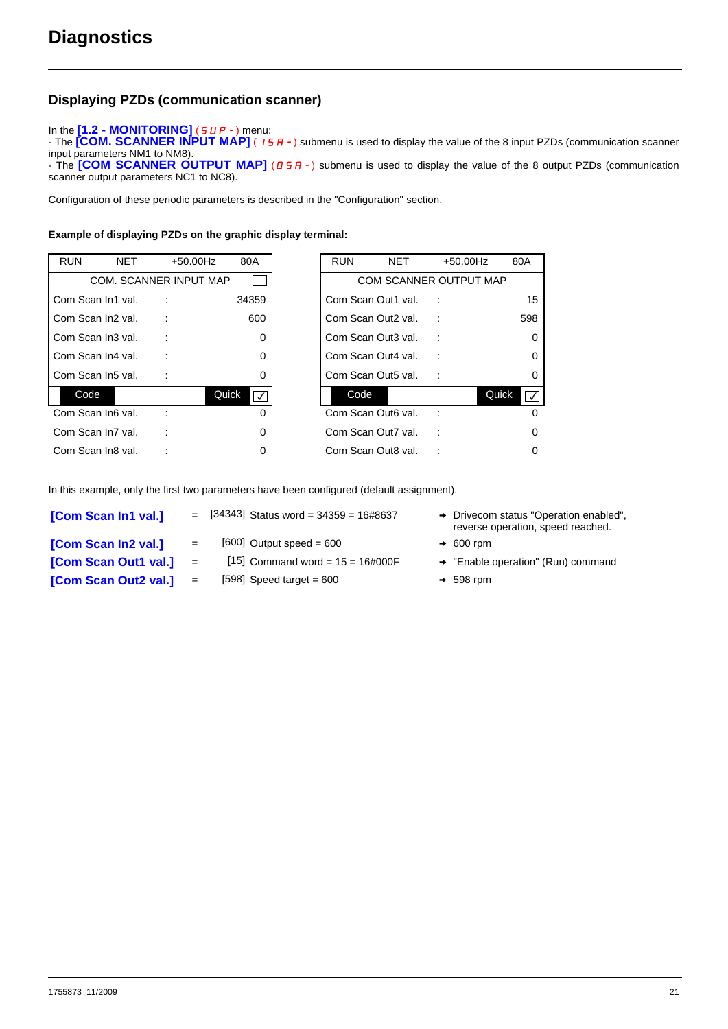# Diagnostics

## Displaying PZDs (communication scanner)

In the **[1.2 - MONITORING]** (SUP-) menu:
- The **[COM. SCANNER INPUT MAP]** (ISA-) submenu is used to display the value of the 8 input PZDs (communication scanner input parameters NM1 to NM8).
- The **[COM SCANNER OUTPUT MAP]** (OSA-) submenu is used to display the value of the 8 output PZDs (communication scanner output parameters NC1 to NC8).

Configuration of these periodic parameters is described in the "Configuration" section.

**Example of displaying PZDs on the graphic display terminal:**

| RUN | NET | +50.00Hz | 80A |
|---|---|---|---|
| COM. SCANNER INPUT MAP | | | |
| Com Scan In1 val. | : | | 34359 |
| Com Scan In2 val. | : | | 600 |
| Com Scan In3 val. | : | | 0 |
| Com Scan In4 val. | : | | 0 |
| Com Scan In5 val. | : | | 0 |
| Code | | Quick | ✓ |
| Com Scan In6 val. | : | | 0 |
| Com Scan In7 val. | : | | 0 |
| Com Scan In8 val. | : | | 0 |

| RUN | NET | +50.00Hz | 80A |
|---|---|---|---|
| COM SCANNER OUTPUT MAP | | | |
| Com Scan Out1 val. | : | | 15 |
| Com Scan Out2 val. | : | | 598 |
| Com Scan Out3 val. | : | | 0 |
| Com Scan Out4 val. | : | | 0 |
| Com Scan Out5 val. | : | | 0 |
| Code | | Quick | ✓ |
| Com Scan Out6 val. | : | | 0 |
| Com Scan Out7 val. | : | | 0 |
| Com Scan Out8 val. | : | | 0 |

In this example, only the first two parameters have been configured (default assignment).

| | | | |
|---|---|---|---|
| **[Com Scan In1 val.]** | = | [34343] Status word = 34359 = 16#8637 | → Drivecom status "Operation enabled", reverse operation, speed reached. |
| **[Com Scan In2 val.]** | = | [600] Output speed = 600 | → 600 rpm |
| **[Com Scan Out1 val.]** | = | [15] Command word = 15 = 16#000F | → "Enable operation" (Run) command |
| **[Com Scan Out2 val.]** | = | [598] Speed target = 600 | → 598 rpm |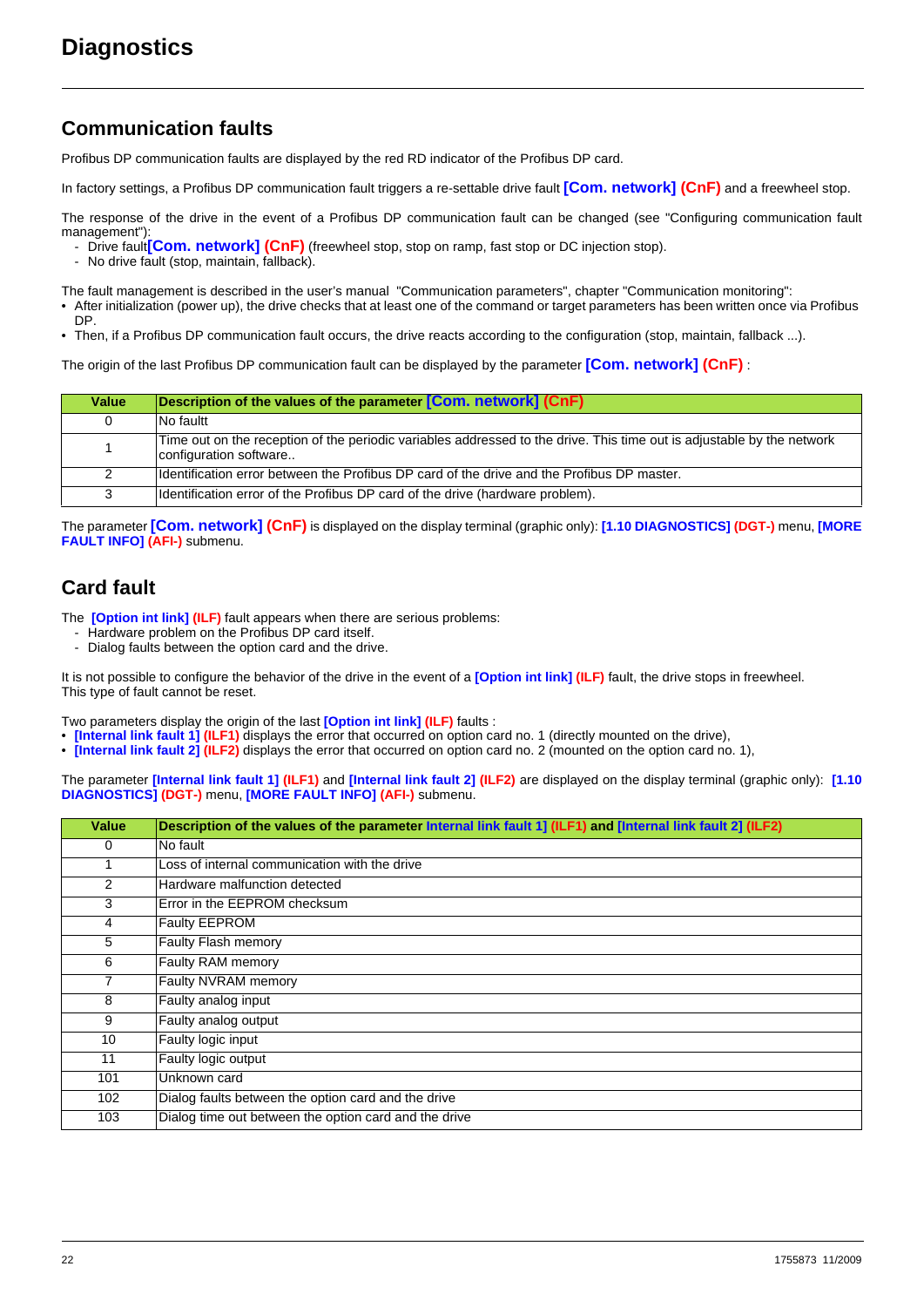# Diagnostics

## Communication faults

Profibus DP communication faults are displayed by the red RD indicator of the Profibus DP card.

In factory settings, a Profibus DP communication fault triggers a re-settable drive fault **[Com. network] (CnF)** and a freewheel stop.

The response of the drive in the event of a Profibus DP communication fault can be changed (see "Configuring communication fault management"):

- Drive fault**[Com. network] (CnF)** (freewheel stop, stop on ramp, fast stop or DC injection stop).
- No drive fault (stop, maintain, fallback).

The fault management is described in the user's manual "Communication parameters", chapter "Communication monitoring":

- After initialization (power up), the drive checks that at least one of the command or target parameters has been written once via Profibus DP.
- Then, if a Profibus DP communication fault occurs, the drive reacts according to the configuration (stop, maintain, fallback ...).

The origin of the last Profibus DP communication fault can be displayed by the parameter **[Com. network] (CnF)** :

| Value | Description of the values of the parameter [Com. network] (CnF) |
|---|---|
| 0 | No faultt |
| 1 | Time out on the reception of the periodic variables addressed to the drive. This time out is adjustable by the network configuration software.. |
| 2 | Identification error between the Profibus DP card of the drive and the Profibus DP master. |
| 3 | Identification error of the Profibus DP card of the drive (hardware problem). |

The parameter **[Com. network] (CnF)** is displayed on the display terminal (graphic only): **[1.10 DIAGNOSTICS] (DGT-)** menu, **[MORE FAULT INFO] (AFI-)** submenu.

## Card fault

The **[Option int link] (ILF)** fault appears when there are serious problems:

- Hardware problem on the Profibus DP card itself.
- Dialog faults between the option card and the drive.

It is not possible to configure the behavior of the drive in the event of a **[Option int link] (ILF)** fault, the drive stops in freewheel. This type of fault cannot be reset.

Two parameters display the origin of the last **[Option int link] (ILF)** faults :

- **[Internal link fault 1] (ILF1)** displays the error that occurred on option card no. 1 (directly mounted on the drive),
- **[Internal link fault 2] (ILF2)** displays the error that occurred on option card no. 2 (mounted on the option card no. 1),

The parameter **[Internal link fault 1] (ILF1)** and **[Internal link fault 2] (ILF2)** are displayed on the display terminal (graphic only): **[1.10 DIAGNOSTICS] (DGT-)** menu, **[MORE FAULT INFO] (AFI-)** submenu.

| Value | Description of the values of the parameter Internal link fault 1] (ILF1) and [Internal link fault 2] (ILF2) |
|---|---|
| 0 | No fault |
| 1 | Loss of internal communication with the drive |
| 2 | Hardware malfunction detected |
| 3 | Error in the EEPROM checksum |
| 4 | Faulty EEPROM |
| 5 | Faulty Flash memory |
| 6 | Faulty RAM memory |
| 7 | Faulty NVRAM memory |
| 8 | Faulty analog input |
| 9 | Faulty analog output |
| 10 | Faulty logic input |
| 11 | Faulty logic output |
| 101 | Unknown card |
| 102 | Dialog faults between the option card and the drive |
| 103 | Dialog time out between the option card and the drive |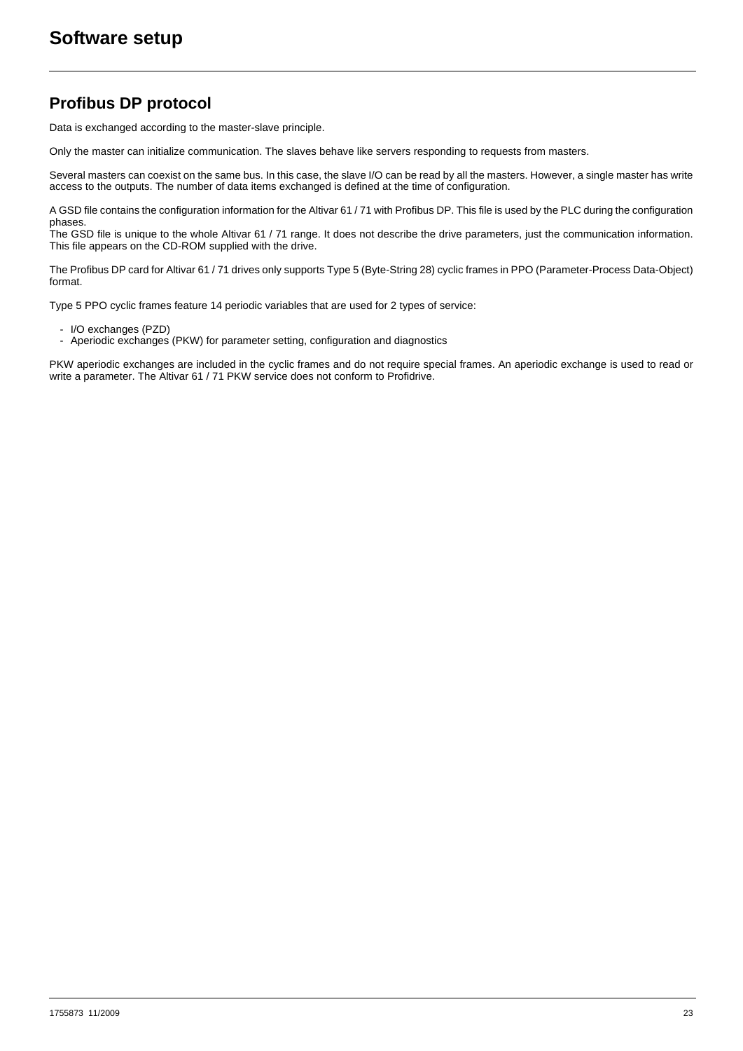# Software setup

## Profibus DP protocol

Data is exchanged according to the master-slave principle.

Only the master can initialize communication. The slaves behave like servers responding to requests from masters.

Several masters can coexist on the same bus. In this case, the slave I/O can be read by all the masters. However, a single master has write access to the outputs. The number of data items exchanged is defined at the time of configuration.

A GSD file contains the configuration information for the Altivar 61 / 71 with Profibus DP. This file is used by the PLC during the configuration phases.
The GSD file is unique to the whole Altivar 61 / 71 range. It does not describe the drive parameters, just the communication information. This file appears on the CD-ROM supplied with the drive.

The Profibus DP card for Altivar 61 / 71 drives only supports Type 5 (Byte-String 28) cyclic frames in PPO (Parameter-Process Data-Object) format.

Type 5 PPO cyclic frames feature 14 periodic variables that are used for 2 types of service:

- I/O exchanges (PZD)
- Aperiodic exchanges (PKW) for parameter setting, configuration and diagnostics

PKW aperiodic exchanges are included in the cyclic frames and do not require special frames. An aperiodic exchange is used to read or write a parameter. The Altivar 61 / 71 PKW service does not conform to Profidrive.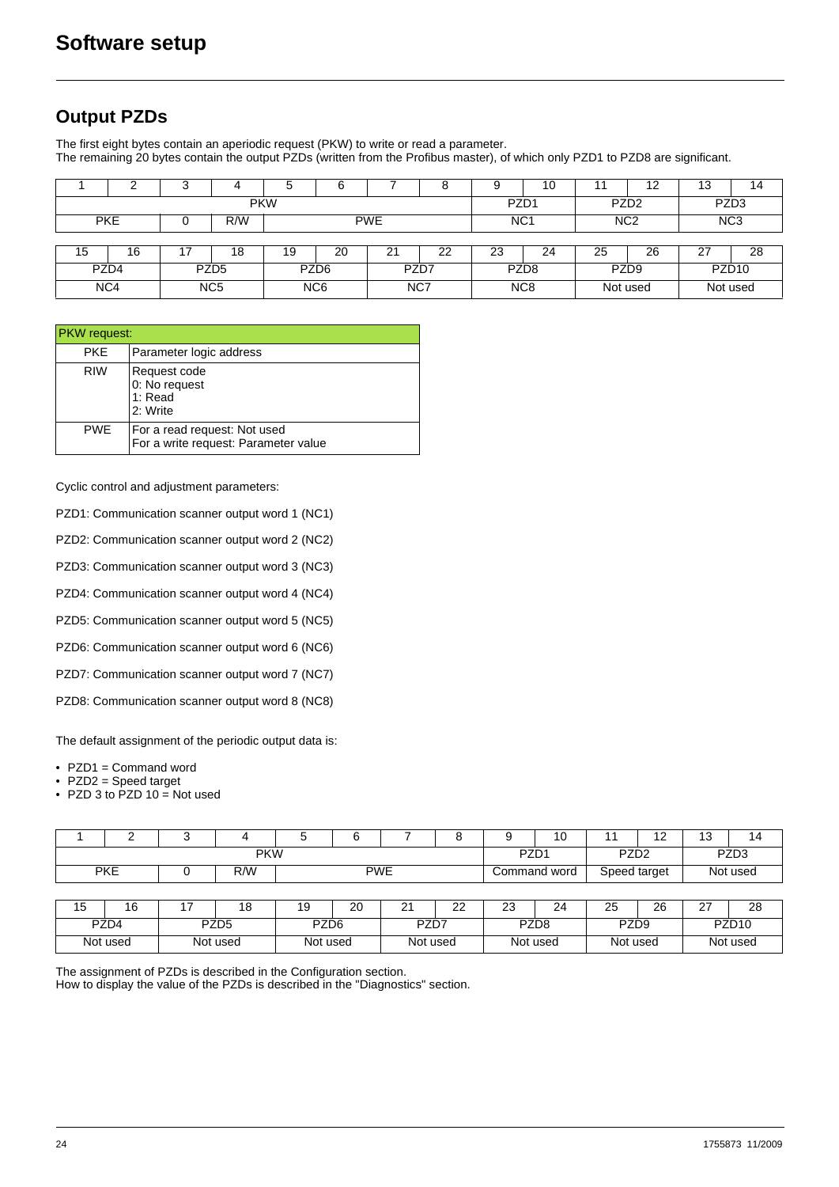# Software setup

## Output PZDs

The first eight bytes contain an aperiodic request (PKW) to write or read a parameter.
The remaining 20 bytes contain the output PZDs (written from the Profibus master), of which only PZD1 to PZD8 are significant.

| 1 | 2 | 3 | 4 | 5 | 6 | 7 | 8 | 9 | 10 | 11 | 12 | 13 | 14 |
|---|---|---|---|---|---|---|---|---|---|---|---|---|---|
| PKW | | | | | | | | PZD1 | | PZD2 | | PZD3 | |
| PKE | | 0 | R/W | PWE | | | | NC1 | | NC2 | | NC3 | |

| 15 | 16 | 17 | 18 | 19 | 20 | 21 | 22 | 23 | 24 | 25 | 26 | 27 | 28 |
|---|---|---|---|---|---|---|---|---|---|---|---|---|---|
| PZD4 | | PZD5 | | PZD6 | | PZD7 | | PZD8 | | PZD9 | | PZD10 | |
| NC4 | | NC5 | | NC6 | | NC7 | | NC8 | | Not used | | Not used | |

| PKW request: | |
|---|---|
| PKE | Parameter logic address |
| RIW | Request code<br>0: No request<br>1: Read<br>2: Write |
| PWE | For a read request: Not used<br>For a write request: Parameter value |

Cyclic control and adjustment parameters:

PZD1: Communication scanner output word 1 (NC1)

PZD2: Communication scanner output word 2 (NC2)

PZD3: Communication scanner output word 3 (NC3)

PZD4: Communication scanner output word 4 (NC4)

PZD5: Communication scanner output word 5 (NC5)

PZD6: Communication scanner output word 6 (NC6)

PZD7: Communication scanner output word 7 (NC7)

PZD8: Communication scanner output word 8 (NC8)

The default assignment of the periodic output data is:

- PZD1 = Command word
- PZD2 = Speed target
- PZD 3 to PZD 10 = Not used

| 1 | 2 | 3 | 4 | 5 | 6 | 7 | 8 | 9 | 10 | 11 | 12 | 13 | 14 |
|---|---|---|---|---|---|---|---|---|---|---|---|---|---|
| PKW | | | | | | | | PZD1 | | PZD2 | | PZD3 | |
| PKE | | 0 | R/W | PWE | | | | Command word | | Speed target | | Not used | |

| 15 | 16 | 17 | 18 | 19 | 20 | 21 | 22 | 23 | 24 | 25 | 26 | 27 | 28 |
|---|---|---|---|---|---|---|---|---|---|---|---|---|---|
| PZD4 | | PZD5 | | PZD6 | | PZD7 | | PZD8 | | PZD9 | | PZD10 | |
| Not used | | Not used | | Not used | | Not used | | Not used | | Not used | | Not used | |

The assignment of PZDs is described in the Configuration section.
How to display the value of the PZDs is described in the "Diagnostics" section.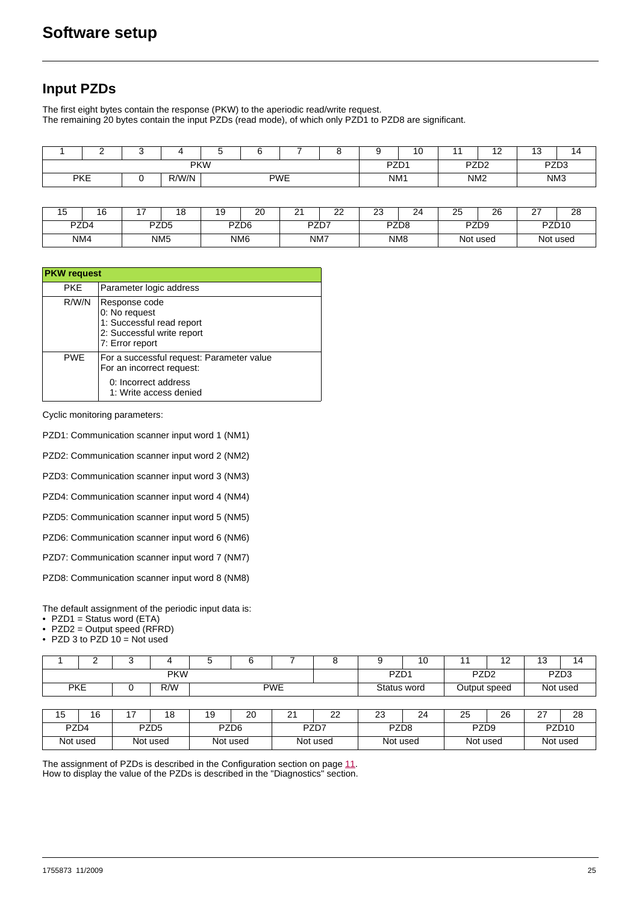# Software setup

## Input PZDs

The first eight bytes contain the response (PKW) to the aperiodic read/write request.
The remaining 20 bytes contain the input PZDs (read mode), of which only PZD1 to PZD8 are significant.

| 1 | 2 | 3 | 4 | 5 | 6 | 7 | 8 | 9 | 10 | 11 | 12 | 13 | 14 |
|---|---|---|---|---|---|---|---|---|---|---|---|---|---|
| PKW | | | | | | | | PZD1 | | PZD2 | | PZD3 | |
| PKE | | 0 | R/W/N | PWE | | | | NM1 | | NM2 | | NM3 | |

| 15 | 16 | 17 | 18 | 19 | 20 | 21 | 22 | 23 | 24 | 25 | 26 | 27 | 28 |
|---|---|---|---|---|---|---|---|---|---|---|---|---|---|
| PZD4 | | PZD5 | | PZD6 | | PZD7 | | PZD8 | | PZD9 | | PZD10 | |
| NM4 | | NM5 | | NM6 | | NM7 | | NM8 | | Not used | | Not used | |

| PKW request | |
|---|---|
| PKE | Parameter logic address |
| R/W/N | Response code<br>0: No request<br>1: Successful read report<br>2: Successful write report<br>7: Error report |
| PWE | For a successful request: Parameter value<br>For an incorrect request:<br>0: Incorrect address<br>1: Write access denied |

Cyclic monitoring parameters:

PZD1: Communication scanner input word 1 (NM1)

PZD2: Communication scanner input word 2 (NM2)

PZD3: Communication scanner input word 3 (NM3)

PZD4: Communication scanner input word 4 (NM4)

PZD5: Communication scanner input word 5 (NM5)

PZD6: Communication scanner input word 6 (NM6)

PZD7: Communication scanner input word 7 (NM7)

PZD8: Communication scanner input word 8 (NM8)

The default assignment of the periodic input data is:

- PZD1 = Status word (ETA)
- PZD2 = Output speed (RFRD)
- PZD 3 to PZD 10 = Not used

| 1 | 2 | 3 | 4 | 5 | 6 | 7 | 8 | 9 | 10 | 11 | 12 | 13 | 14 |
|---|---|---|---|---|---|---|---|---|---|---|---|---|---|
| PKW | | | | | | | | PZD1 | | PZD2 | | PZD3 | |
| PKE | | 0 | R/W | PWE | | | | Status word | | Output speed | | Not used | |

| 15 | 16 | 17 | 18 | 19 | 20 | 21 | 22 | 23 | 24 | 25 | 26 | 27 | 28 |
|---|---|---|---|---|---|---|---|---|---|---|---|---|---|
| PZD4 | | PZD5 | | PZD6 | | PZD7 | | PZD8 | | PZD9 | | PZD10 | |
| Not used | | Not used | | Not used | | Not used | | Not used | | Not used | | Not used | |

The assignment of PZDs is described in the Configuration section on page 11.
How to display the value of the PZDs is described in the "Diagnostics" section.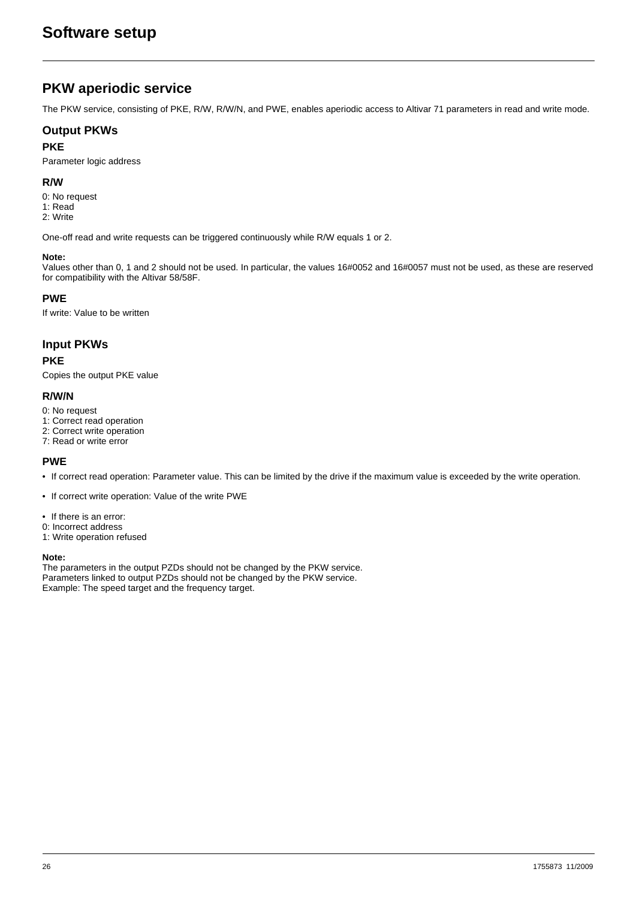# Software setup

## PKW aperiodic service

The PKW service, consisting of PKE, R/W, R/W/N, and PWE, enables aperiodic access to Altivar 71 parameters in read and write mode.

### Output PKWs

#### PKE

Parameter logic address

#### R/W

0: No request
1: Read
2: Write

One-off read and write requests can be triggered continuously while R/W equals 1 or 2.

**Note:**
Values other than 0, 1 and 2 should not be used. In particular, the values 16#0052 and 16#0057 must not be used, as these are reserved for compatibility with the Altivar 58/58F.

#### PWE

If write: Value to be written

### Input PKWs

#### PKE

Copies the output PKE value

#### R/W/N

0: No request
1: Correct read operation
2: Correct write operation
7: Read or write error

#### PWE

- If correct read operation: Parameter value. This can be limited by the drive if the maximum value is exceeded by the write operation.
- If correct write operation: Value of the write PWE
- If there is an error:
0: Incorrect address
1: Write operation refused

**Note:**
The parameters in the output PZDs should not be changed by the PKW service.
Parameters linked to output PZDs should not be changed by the PKW service.
Example: The speed target and the frequency target.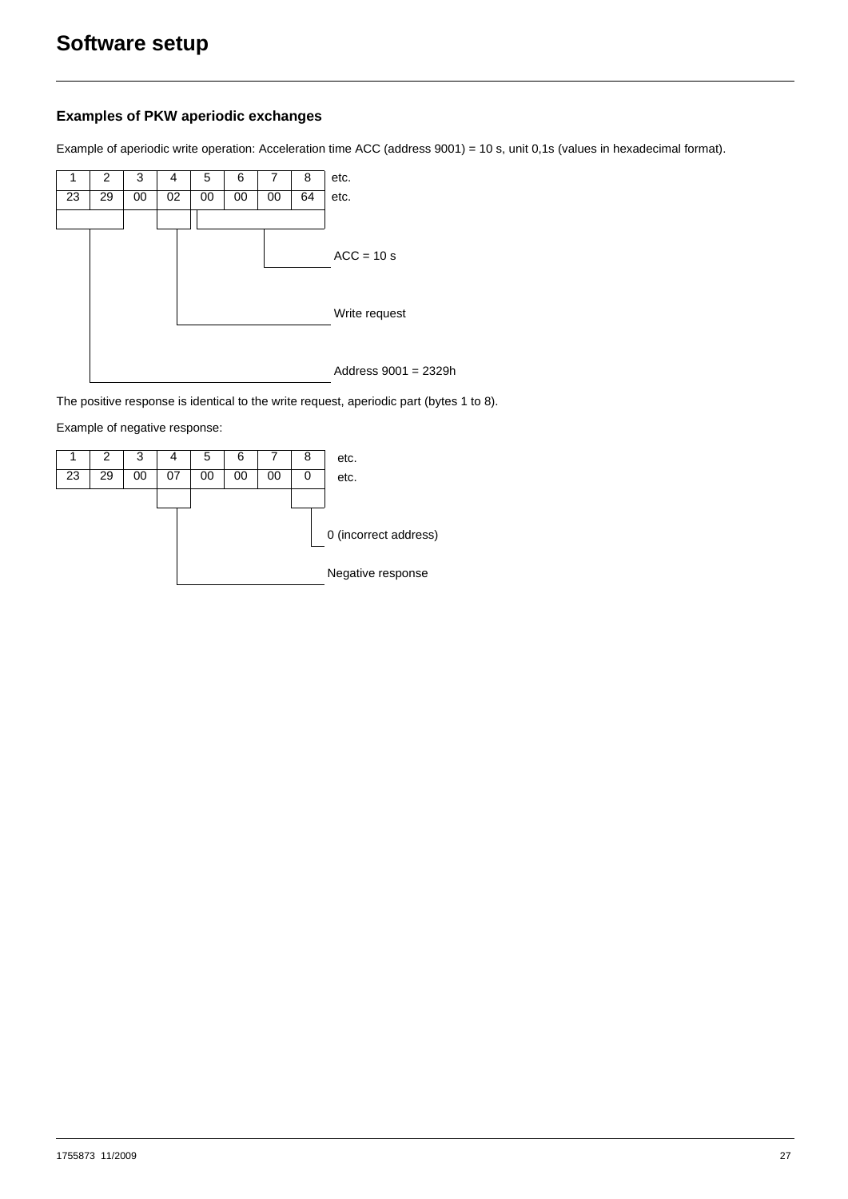# Software setup

### Examples of PKW aperiodic exchanges

Example of aperiodic write operation: Acceleration time ACC (address 9001) = 10 s, unit 0,1s (values in hexadecimal format).

| 1 | 2 | 3 | 4 | 5 | 6 | 7 | 8 | etc. |
|---|---|---|---|---|---|---|---|---|
| 23 | 29 | 00 | 02 | 00 | 00 | 00 | 64 | etc. |

- Bytes 5 to 8: ACC = 10 s
- Byte 4: Write request
- Bytes 1 to 2: Address 9001 = 2329h

The positive response is identical to the write request, aperiodic part (bytes 1 to 8).

Example of negative response:

| 1 | 2 | 3 | 4 | 5 | 6 | 7 | 8 | etc. |
|---|---|---|---|---|---|---|---|---|
| 23 | 29 | 00 | 07 | 00 | 00 | 00 | 0 | etc. |

- Byte 8: 0 (incorrect address)
- Byte 4: Negative response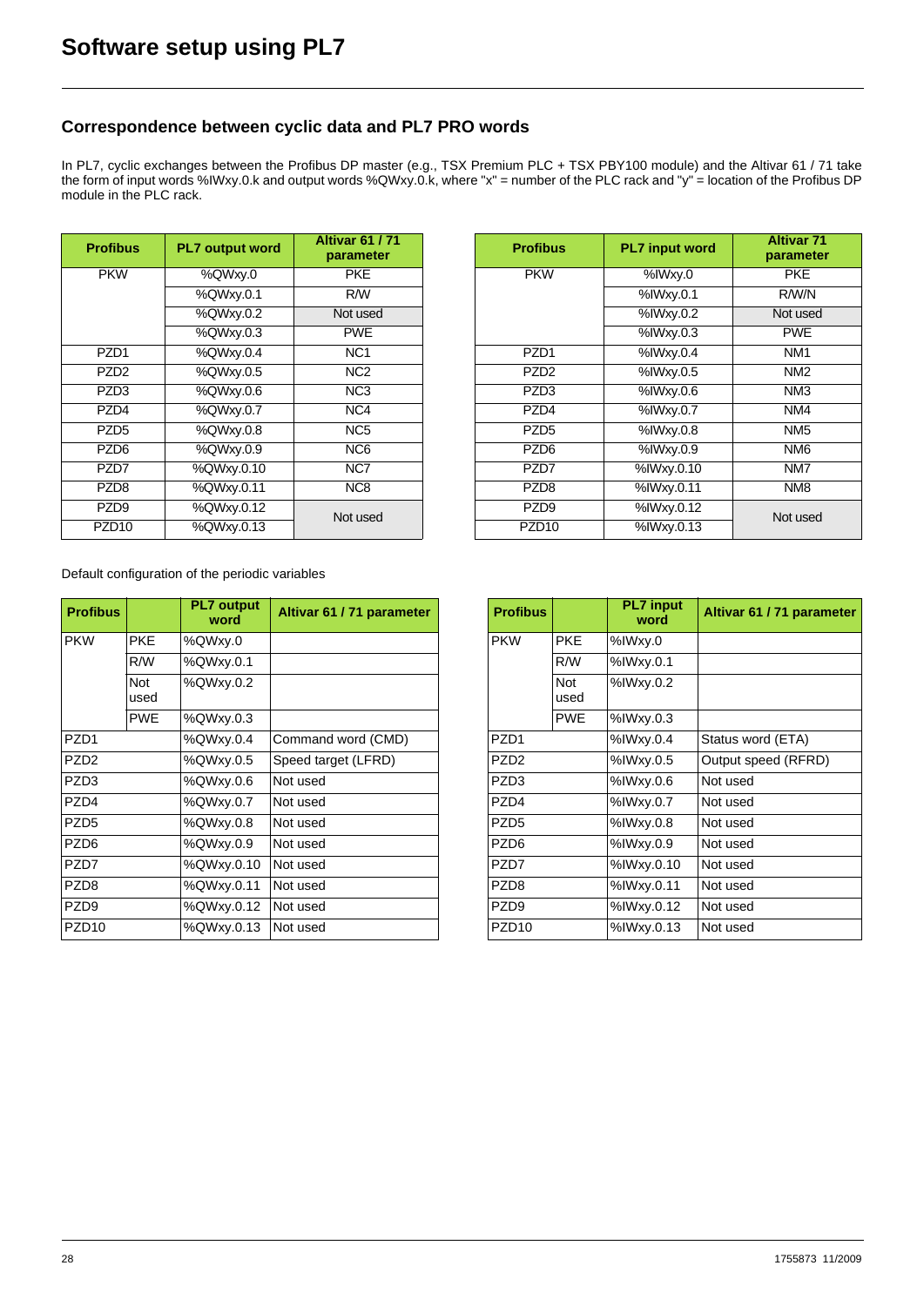# Software setup using PL7

## Correspondence between cyclic data and PL7 PRO words

In PL7, cyclic exchanges between the Profibus DP master (e.g., TSX Premium PLC + TSX PBY100 module) and the Altivar 61 / 71 take the form of input words %IWxy.0.k and output words %QWxy.0.k, where "x" = number of the PLC rack and "y" = location of the Profibus DP module in the PLC rack.

| Profibus | PL7 output word | Altivar 61 / 71 parameter |
|---|---|---|
| PKW | %QWxy.0 | PKE |
| | %QWxy.0.1 | R/W |
| | %QWxy.0.2 | Not used |
| | %QWxy.0.3 | PWE |
| PZD1 | %QWxy.0.4 | NC1 |
| PZD2 | %QWxy.0.5 | NC2 |
| PZD3 | %QWxy.0.6 | NC3 |
| PZD4 | %QWxy.0.7 | NC4 |
| PZD5 | %QWxy.0.8 | NC5 |
| PZD6 | %QWxy.0.9 | NC6 |
| PZD7 | %QWxy.0.10 | NC7 |
| PZD8 | %QWxy.0.11 | NC8 |
| PZD9 | %QWxy.0.12 | Not used |
| PZD10 | %QWxy.0.13 | Not used |

| Profibus | PL7 input word | Altivar 71 parameter |
|---|---|---|
| PKW | %IWxy.0 | PKE |
| | %IWxy.0.1 | R/W/N |
| | %IWxy.0.2 | Not used |
| | %IWxy.0.3 | PWE |
| PZD1 | %IWxy.0.4 | NM1 |
| PZD2 | %IWxy.0.5 | NM2 |
| PZD3 | %IWxy.0.6 | NM3 |
| PZD4 | %IWxy.0.7 | NM4 |
| PZD5 | %IWxy.0.8 | NM5 |
| PZD6 | %IWxy.0.9 | NM6 |
| PZD7 | %IWxy.0.10 | NM7 |
| PZD8 | %IWxy.0.11 | NM8 |
| PZD9 | %IWxy.0.12 | Not used |
| PZD10 | %IWxy.0.13 | Not used |

Default configuration of the periodic variables

| Profibus | | PL7 output word | Altivar 61 / 71 parameter |
|---|---|---|---|
| PKW | PKE | %QWxy.0 | |
| | R/W | %QWxy.0.1 | |
| | Not used | %QWxy.0.2 | |
| | PWE | %QWxy.0.3 | |
| PZD1 | | %QWxy.0.4 | Command word (CMD) |
| PZD2 | | %QWxy.0.5 | Speed target (LFRD) |
| PZD3 | | %QWxy.0.6 | Not used |
| PZD4 | | %QWxy.0.7 | Not used |
| PZD5 | | %QWxy.0.8 | Not used |
| PZD6 | | %QWxy.0.9 | Not used |
| PZD7 | | %QWxy.0.10 | Not used |
| PZD8 | | %QWxy.0.11 | Not used |
| PZD9 | | %QWxy.0.12 | Not used |
| PZD10 | | %QWxy.0.13 | Not used |

| Profibus | | PL7 input word | Altivar 61 / 71 parameter |
|---|---|---|---|
| PKW | PKE | %IWxy.0 | |
| | R/W | %IWxy.0.1 | |
| | Not used | %IWxy.0.2 | |
| | PWE | %IWxy.0.3 | |
| PZD1 | | %IWxy.0.4 | Status word (ETA) |
| PZD2 | | %IWxy.0.5 | Output speed (RFRD) |
| PZD3 | | %IWxy.0.6 | Not used |
| PZD4 | | %IWxy.0.7 | Not used |
| PZD5 | | %IWxy.0.8 | Not used |
| PZD6 | | %IWxy.0.9 | Not used |
| PZD7 | | %IWxy.0.10 | Not used |
| PZD8 | | %IWxy.0.11 | Not used |
| PZD9 | | %IWxy.0.12 | Not used |
| PZD10 | | %IWxy.0.13 | Not used |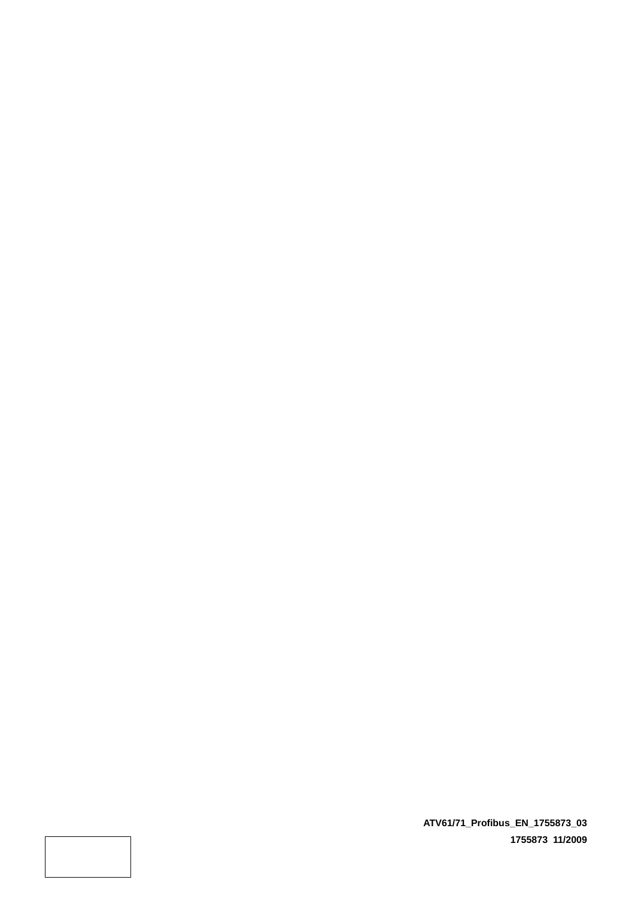**ATV61/71_Profibus_EN_1755873_03**

**1755873 11/2009**